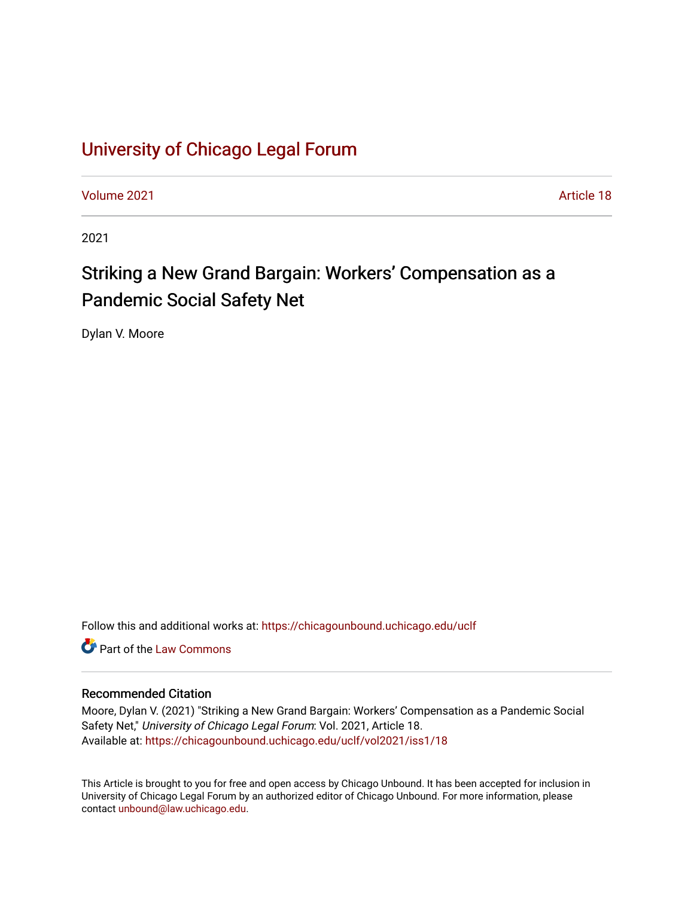# University of Chicago Legal Forum

Volume 2021 Article 18

2021

## Striking a New Grand Bargain: Workers' Compensation as a Pandemic Social Safety Net

Dylan V. Moore

Follow this and additional works at: https://chicagounbound.uchicago.edu/uclf

Part of the Law Commons

### Recommended Citation

Moore, Dylan V. (2021) "Striking a New Grand Bargain: Workers' Compensation as a Pandemic Social Safety Net," *University of Chicago Legal Forum*: Vol. 2021, Article 18.
Available at: https://chicagounbound.uchicago.edu/uclf/vol2021/iss1/18

This Article is brought to you for free and open access by Chicago Unbound. It has been accepted for inclusion in University of Chicago Legal Forum by an authorized editor of Chicago Unbound. For more information, please contact unbound@law.uchicago.edu.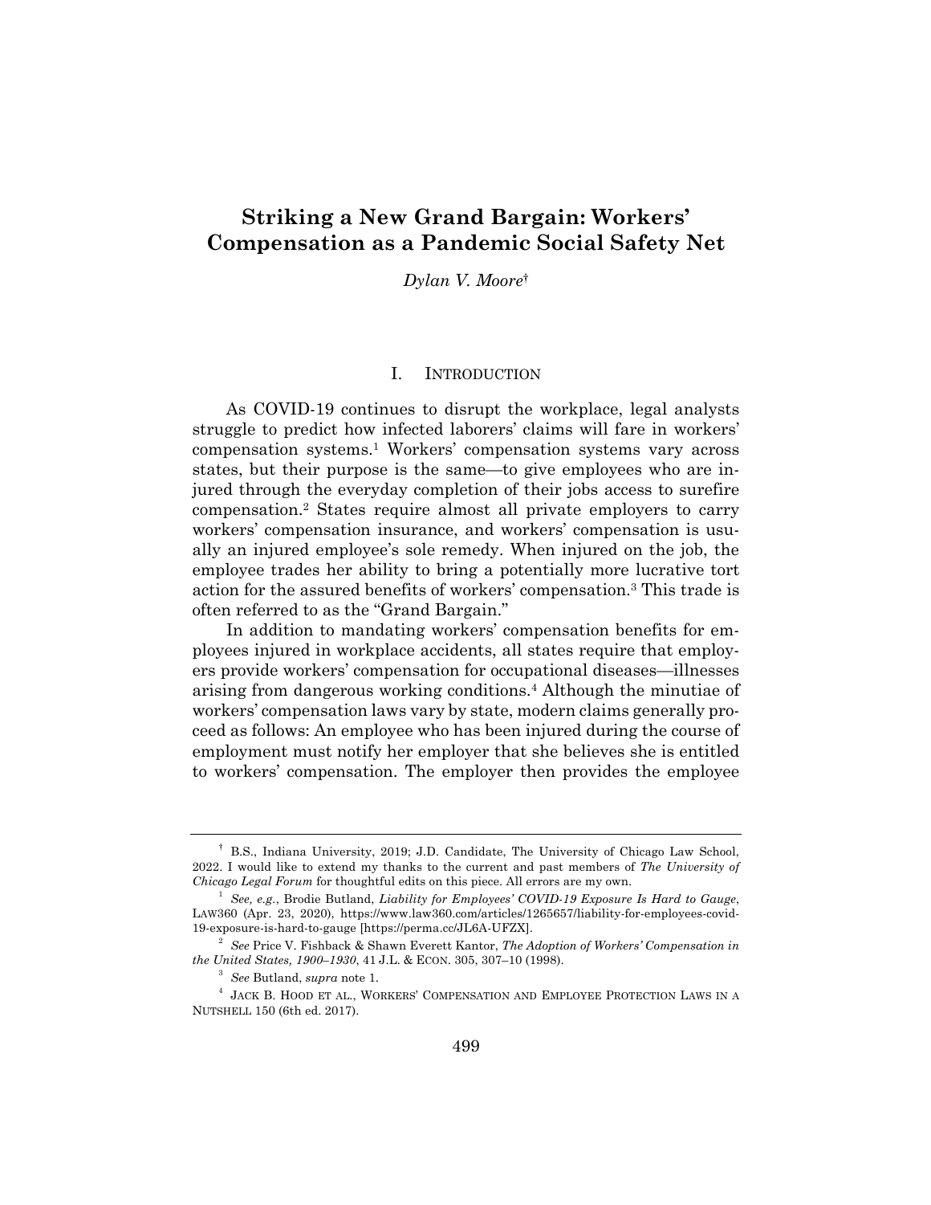# Striking a New Grand Bargain: Workers' Compensation as a Pandemic Social Safety Net

*Dylan V. Moore*†

## I. Introduction

As COVID-19 continues to disrupt the workplace, legal analysts struggle to predict how infected laborers' claims will fare in workers' compensation systems.[1] Workers' compensation systems vary across states, but their purpose is the same—to give employees who are injured through the everyday completion of their jobs access to surefire compensation.[2] States require almost all private employers to carry workers' compensation insurance, and workers' compensation is usually an injured employee's sole remedy. When injured on the job, the employee trades her ability to bring a potentially more lucrative tort action for the assured benefits of workers' compensation.[3] This trade is often referred to as the "Grand Bargain."

In addition to mandating workers' compensation benefits for employees injured in workplace accidents, all states require that employers provide workers' compensation for occupational diseases—illnesses arising from dangerous working conditions.[4] Although the minutiae of workers' compensation laws vary by state, modern claims generally proceed as follows: An employee who has been injured during the course of employment must notify her employer that she believes she is entitled to workers' compensation. The employer then provides the employee

---

† B.S., Indiana University, 2019; J.D. Candidate, The University of Chicago Law School, 2022. I would like to extend my thanks to the current and past members of *The University of Chicago Legal Forum* for thoughtful edits on this piece. All errors are my own.

[1] *See, e.g.*, Brodie Butland, *Liability for Employees' COVID-19 Exposure Is Hard to Gauge*, LAW360 (Apr. 23, 2020), https://www.law360.com/articles/1265657/liability-for-employees-covid-19-exposure-is-hard-to-gauge [https://perma.cc/JL6A-UFZX].

[2] *See* Price V. Fishback & Shawn Everett Kantor, *The Adoption of Workers' Compensation in the United States, 1900–1930*, 41 J.L. & ECON. 305, 307–10 (1998).

[3] *See* Butland, *supra* note 1.

[4] JACK B. HOOD ET AL., WORKERS' COMPENSATION AND EMPLOYEE PROTECTION LAWS IN A NUTSHELL 150 (6th ed. 2017).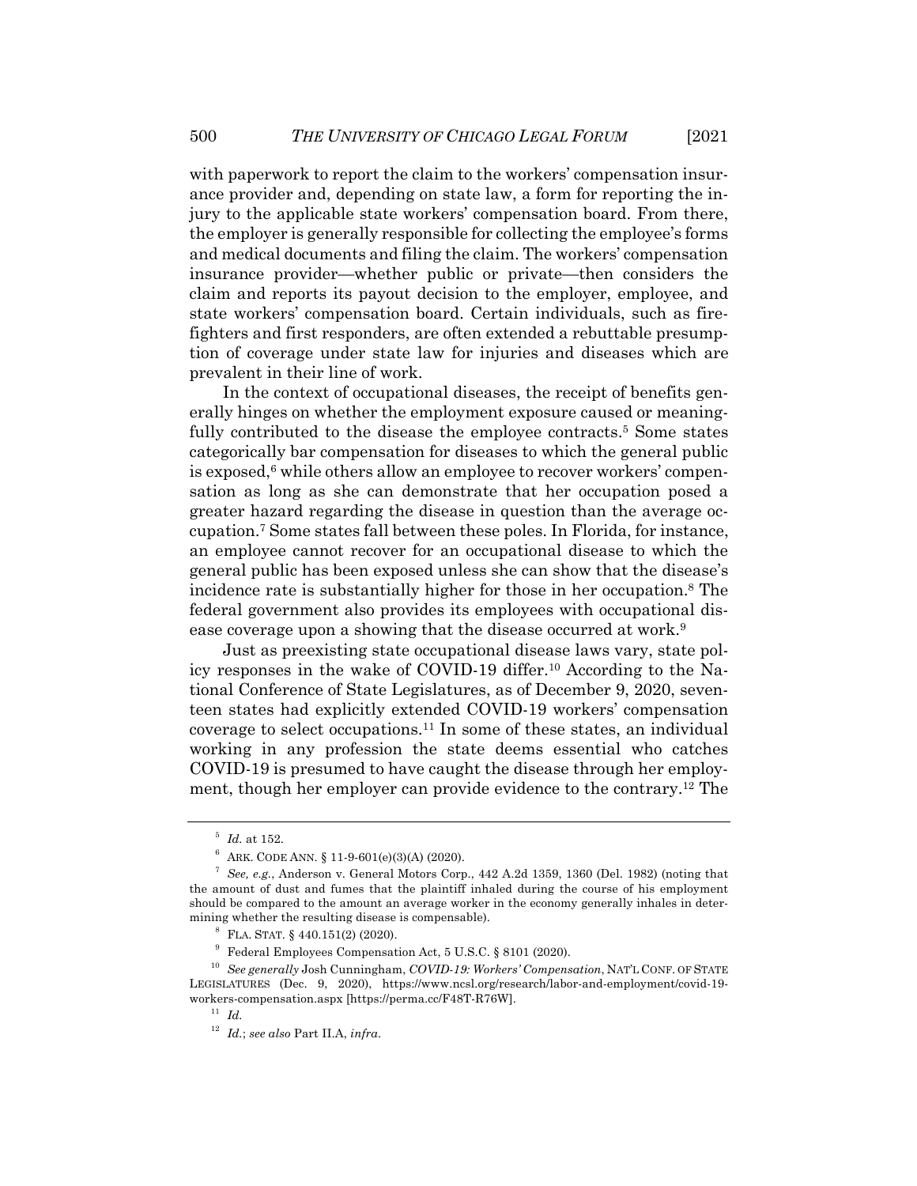with paperwork to report the claim to the workers' compensation insurance provider and, depending on state law, a form for reporting the injury to the applicable state workers' compensation board. From there, the employer is generally responsible for collecting the employee's forms and medical documents and filing the claim. The workers' compensation insurance provider—whether public or private—then considers the claim and reports its payout decision to the employer, employee, and state workers' compensation board. Certain individuals, such as firefighters and first responders, are often extended a rebuttable presumption of coverage under state law for injuries and diseases which are prevalent in their line of work.

In the context of occupational diseases, the receipt of benefits generally hinges on whether the employment exposure caused or meaningfully contributed to the disease the employee contracts.[5] Some states categorically bar compensation for diseases to which the general public is exposed,[6] while others allow an employee to recover workers' compensation as long as she can demonstrate that her occupation posed a greater hazard regarding the disease in question than the average occupation.[7] Some states fall between these poles. In Florida, for instance, an employee cannot recover for an occupational disease to which the general public has been exposed unless she can show that the disease's incidence rate is substantially higher for those in her occupation.[8] The federal government also provides its employees with occupational disease coverage upon a showing that the disease occurred at work.[9]

Just as preexisting state occupational disease laws vary, state policy responses in the wake of COVID-19 differ.[10] According to the National Conference of State Legislatures, as of December 9, 2020, seventeen states had explicitly extended COVID-19 workers' compensation coverage to select occupations.[11] In some of these states, an individual working in any profession the state deems essential who catches COVID-19 is presumed to have caught the disease through her employment, though her employer can provide evidence to the contrary.[12] The

---

[5] *Id.* at 152.

[6] ARK. CODE ANN. § 11-9-601(e)(3)(A) (2020).

[7] *See, e.g.*, Anderson v. General Motors Corp., 442 A.2d 1359, 1360 (Del. 1982) (noting that the amount of dust and fumes that the plaintiff inhaled during the course of his employment should be compared to the amount an average worker in the economy generally inhales in determining whether the resulting disease is compensable).

[8] FLA. STAT. § 440.151(2) (2020).

[9] Federal Employees Compensation Act, 5 U.S.C. § 8101 (2020).

[10] *See generally* Josh Cunningham, *COVID-19: Workers' Compensation*, NAT'L CONF. OF STATE LEGISLATURES (Dec. 9, 2020), https://www.ncsl.org/research/labor-and-employment/covid-19-workers-compensation.aspx [https://perma.cc/F48T-R76W].

[11] *Id.*

[12] *Id.*; *see also* Part II.A, *infra*.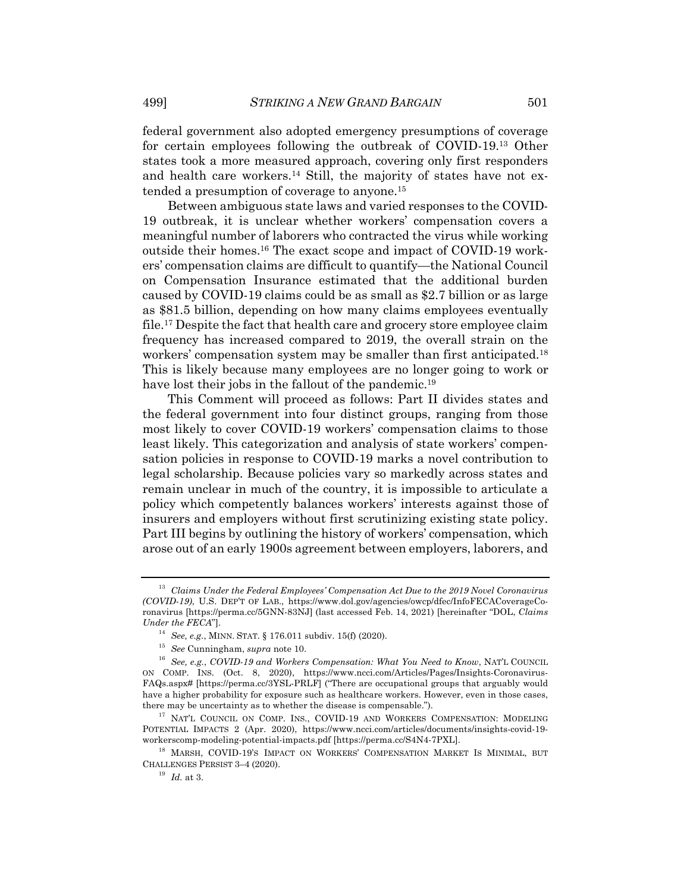federal government also adopted emergency presumptions of coverage for certain employees following the outbreak of COVID-19.[13] Other states took a more measured approach, covering only first responders and health care workers.[14] Still, the majority of states have not extended a presumption of coverage to anyone.[15]

Between ambiguous state laws and varied responses to the COVID-19 outbreak, it is unclear whether workers' compensation covers a meaningful number of laborers who contracted the virus while working outside their homes.[16] The exact scope and impact of COVID-19 workers' compensation claims are difficult to quantify—the National Council on Compensation Insurance estimated that the additional burden caused by COVID-19 claims could be as small as $2.7 billion or as large as $81.5 billion, depending on how many claims employees eventually file.[17] Despite the fact that health care and grocery store employee claim frequency has increased compared to 2019, the overall strain on the workers' compensation system may be smaller than first anticipated.[18] This is likely because many employees are no longer going to work or have lost their jobs in the fallout of the pandemic.[19]

This Comment will proceed as follows: Part II divides states and the federal government into four distinct groups, ranging from those most likely to cover COVID-19 workers' compensation claims to those least likely. This categorization and analysis of state workers' compensation policies in response to COVID-19 marks a novel contribution to legal scholarship. Because policies vary so markedly across states and remain unclear in much of the country, it is impossible to articulate a policy which competently balances workers' interests against those of insurers and employers without first scrutinizing existing state policy. Part III begins by outlining the history of workers' compensation, which arose out of an early 1900s agreement between employers, laborers, and

---

[13] *Claims Under the Federal Employees' Compensation Act Due to the 2019 Novel Coronavirus (COVID-19)*, U.S. DEP'T OF LAB., https://www.dol.gov/agencies/owcp/dfec/InfoFECACoverageCoronavirus [https://perma.cc/5GNN-83NJ] (last accessed Feb. 14, 2021) [hereinafter "DOL, *Claims Under the FECA*"].

[14] *See, e.g.*, MINN. STAT. § 176.011 subdiv. 15(f) (2020).

[15] *See* Cunningham, *supra* note 10.

[16] *See, e.g.*, *COVID-19 and Workers Compensation: What You Need to Know*, NAT'L COUNCIL ON COMP. INS. (Oct. 8, 2020), https://www.ncci.com/Articles/Pages/Insights-Coronavirus-FAQs.aspx# [https://perma.cc/3YSL-PRLF] ("There are occupational groups that arguably would have a higher probability for exposure such as healthcare workers. However, even in those cases, there may be uncertainty as to whether the disease is compensable.").

[17] NAT'L COUNCIL ON COMP. INS., COVID-19 AND WORKERS COMPENSATION: MODELING POTENTIAL IMPACTS 2 (Apr. 2020), https://www.ncci.com/articles/documents/insights-covid-19-workerscomp-modeling-potential-impacts.pdf [https://perma.cc/S4N4-7PXL].

[18] MARSH, COVID-19'S IMPACT ON WORKERS' COMPENSATION MARKET IS MINIMAL, BUT CHALLENGES PERSIST 3–4 (2020).

[19] *Id.* at 3.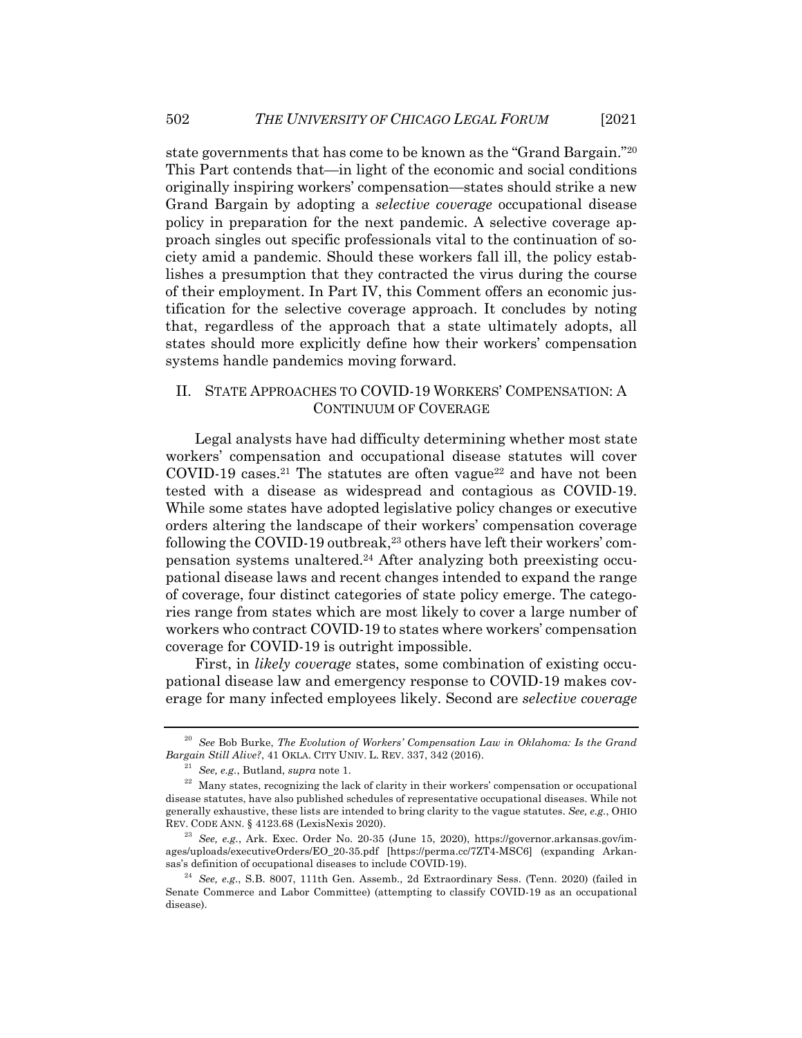state governments that has come to be known as the "Grand Bargain."[20] This Part contends that—in light of the economic and social conditions originally inspiring workers' compensation—states should strike a new Grand Bargain by adopting a *selective coverage* occupational disease policy in preparation for the next pandemic. A selective coverage approach singles out specific professionals vital to the continuation of society amid a pandemic. Should these workers fall ill, the policy establishes a presumption that they contracted the virus during the course of their employment. In Part IV, this Comment offers an economic justification for the selective coverage approach. It concludes by noting that, regardless of the approach that a state ultimately adopts, all states should more explicitly define how their workers' compensation systems handle pandemics moving forward.

## II. STATE APPROACHES TO COVID-19 WORKERS' COMPENSATION: A CONTINUUM OF COVERAGE

Legal analysts have had difficulty determining whether most state workers' compensation and occupational disease statutes will cover COVID-19 cases.[21] The statutes are often vague[22] and have not been tested with a disease as widespread and contagious as COVID-19. While some states have adopted legislative policy changes or executive orders altering the landscape of their workers' compensation coverage following the COVID-19 outbreak,[23] others have left their workers' compensation systems unaltered.[24] After analyzing both preexisting occupational disease laws and recent changes intended to expand the range of coverage, four distinct categories of state policy emerge. The categories range from states which are most likely to cover a large number of workers who contract COVID-19 to states where workers' compensation coverage for COVID-19 is outright impossible.

First, in *likely coverage* states, some combination of existing occupational disease law and emergency response to COVID-19 makes coverage for many infected employees likely. Second are *selective coverage*

---

[20] *See* Bob Burke, *The Evolution of Workers' Compensation Law in Oklahoma: Is the Grand Bargain Still Alive?*, 41 OKLA. CITY UNIV. L. REV. 337, 342 (2016).

[21] *See, e.g.*, Butland, *supra* note 1.

[22] Many states, recognizing the lack of clarity in their workers' compensation or occupational disease statutes, have also published schedules of representative occupational diseases. While not generally exhaustive, these lists are intended to bring clarity to the vague statutes. *See, e.g.*, OHIO REV. CODE ANN. § 4123.68 (LexisNexis 2020).

[23] *See, e.g.*, Ark. Exec. Order No. 20-35 (June 15, 2020), https://governor.arkansas.gov/images/uploads/executiveOrders/EO_20-35.pdf [https://perma.cc/7ZT4-MSC6] (expanding Arkansas's definition of occupational diseases to include COVID-19).

[24] *See, e.g.*, S.B. 8007, 111th Gen. Assemb., 2d Extraordinary Sess. (Tenn. 2020) (failed in Senate Commerce and Labor Committee) (attempting to classify COVID-19 as an occupational disease).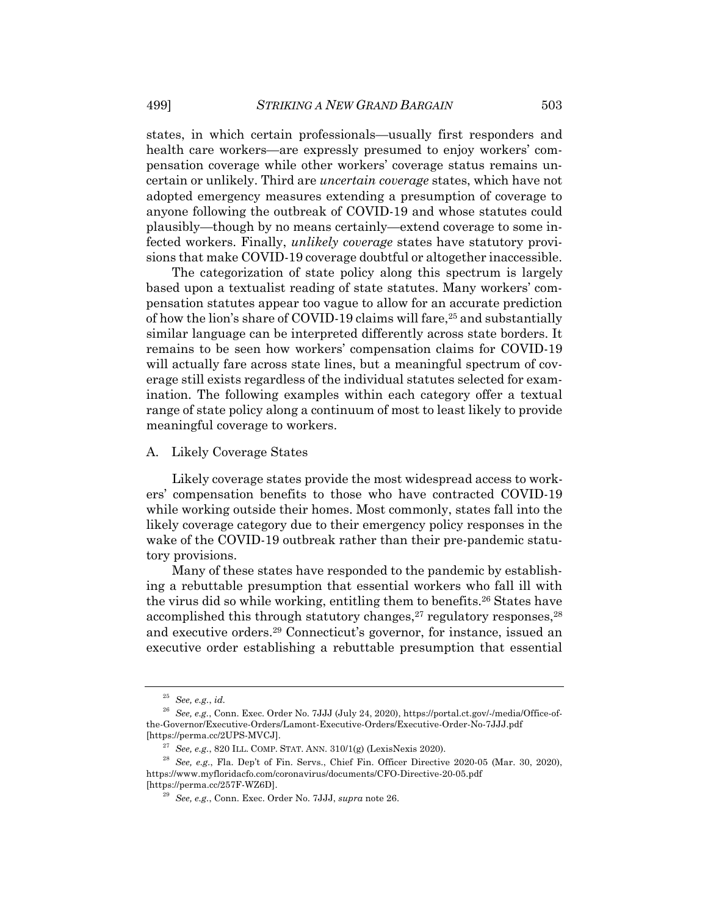states, in which certain professionals—usually first responders and health care workers—are expressly presumed to enjoy workers' compensation coverage while other workers' coverage status remains uncertain or unlikely. Third are *uncertain coverage* states, which have not adopted emergency measures extending a presumption of coverage to anyone following the outbreak of COVID-19 and whose statutes could plausibly—though by no means certainly—extend coverage to some infected workers. Finally, *unlikely coverage* states have statutory provisions that make COVID-19 coverage doubtful or altogether inaccessible.

The categorization of state policy along this spectrum is largely based upon a textualist reading of state statutes. Many workers' compensation statutes appear too vague to allow for an accurate prediction of how the lion's share of COVID-19 claims will fare,[25] and substantially similar language can be interpreted differently across state borders. It remains to be seen how workers' compensation claims for COVID-19 will actually fare across state lines, but a meaningful spectrum of coverage still exists regardless of the individual statutes selected for examination. The following examples within each category offer a textual range of state policy along a continuum of most to least likely to provide meaningful coverage to workers.

### A. Likely Coverage States

Likely coverage states provide the most widespread access to workers' compensation benefits to those who have contracted COVID-19 while working outside their homes. Most commonly, states fall into the likely coverage category due to their emergency policy responses in the wake of the COVID-19 outbreak rather than their pre-pandemic statutory provisions.

Many of these states have responded to the pandemic by establishing a rebuttable presumption that essential workers who fall ill with the virus did so while working, entitling them to benefits.[26] States have accomplished this through statutory changes,[27] regulatory responses,[28] and executive orders.[29] Connecticut's governor, for instance, issued an executive order establishing a rebuttable presumption that essential

---

[25] *See, e.g.*, *id.*

[26] *See, e.g.*, Conn. Exec. Order No. 7JJJ (July 24, 2020), https://portal.ct.gov/-/media/Office-of-the-Governor/Executive-Orders/Lamont-Executive-Orders/Executive-Order-No-7JJJ.pdf [https://perma.cc/2UPS-MVCJ].

[27] *See, e.g.*, 820 ILL. COMP. STAT. ANN. 310/1(g) (LexisNexis 2020).

[28] *See, e.g.*, Fla. Dep't of Fin. Servs., Chief Fin. Officer Directive 2020-05 (Mar. 30, 2020), https://www.myfloridacfo.com/coronavirus/documents/CFO-Directive-20-05.pdf [https://perma.cc/257F-WZ6D].

[29] *See, e.g.*, Conn. Exec. Order No. 7JJJ, *supra* note 26.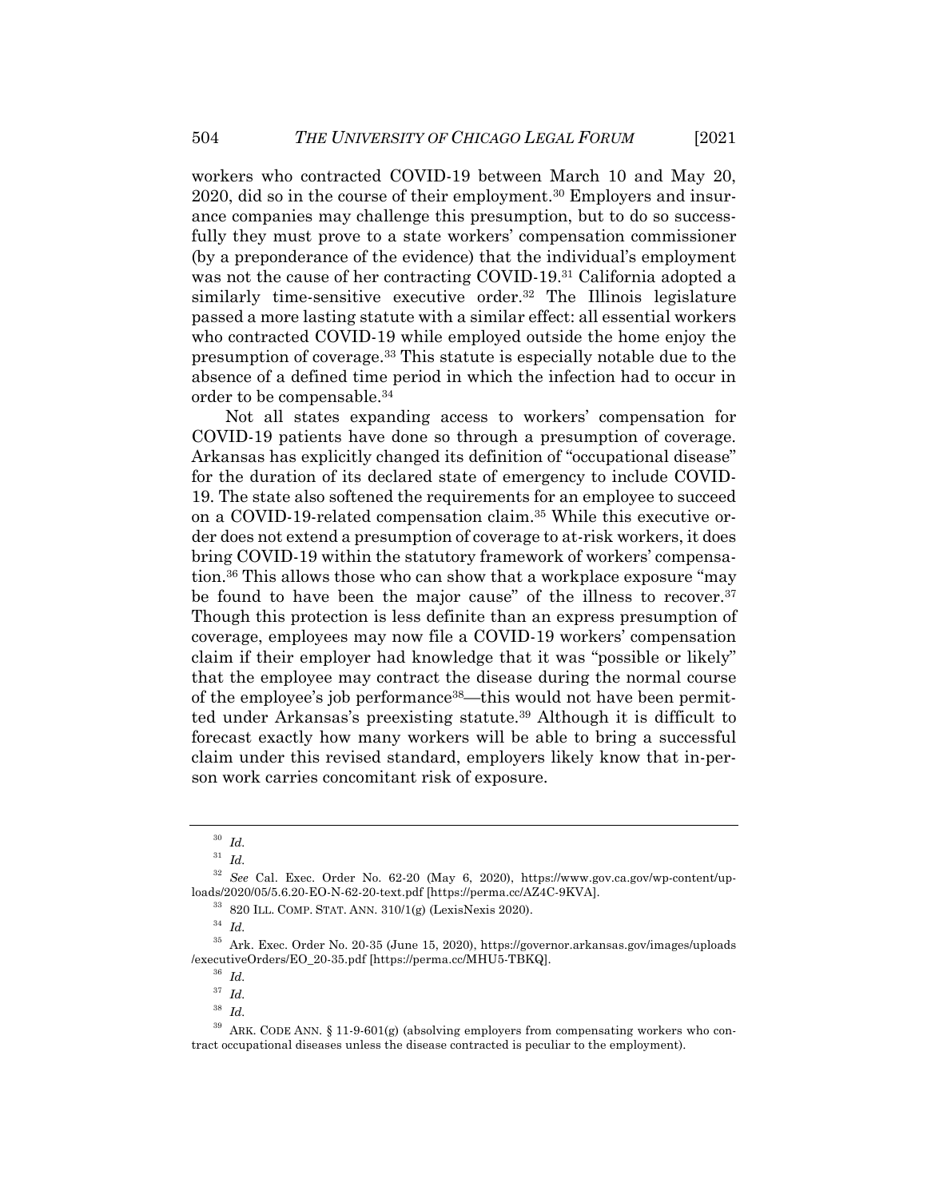workers who contracted COVID-19 between March 10 and May 20, 2020, did so in the course of their employment.[30] Employers and insurance companies may challenge this presumption, but to do so successfully they must prove to a state workers' compensation commissioner (by a preponderance of the evidence) that the individual's employment was not the cause of her contracting COVID-19.[31] California adopted a similarly time-sensitive executive order.[32] The Illinois legislature passed a more lasting statute with a similar effect: all essential workers who contracted COVID-19 while employed outside the home enjoy the presumption of coverage.[33] This statute is especially notable due to the absence of a defined time period in which the infection had to occur in order to be compensable.[34]

Not all states expanding access to workers' compensation for COVID-19 patients have done so through a presumption of coverage. Arkansas has explicitly changed its definition of "occupational disease" for the duration of its declared state of emergency to include COVID-19. The state also softened the requirements for an employee to succeed on a COVID-19-related compensation claim.[35] While this executive order does not extend a presumption of coverage to at-risk workers, it does bring COVID-19 within the statutory framework of workers' compensation.[36] This allows those who can show that a workplace exposure "may be found to have been the major cause" of the illness to recover.[37] Though this protection is less definite than an express presumption of coverage, employees may now file a COVID-19 workers' compensation claim if their employer had knowledge that it was "possible or likely" that the employee may contract the disease during the normal course of the employee's job performance[38]—this would not have been permitted under Arkansas's preexisting statute.[39] Although it is difficult to forecast exactly how many workers will be able to bring a successful claim under this revised standard, employers likely know that in-person work carries concomitant risk of exposure.

---

[30] *Id.*

[31] *Id.*

[32] *See* Cal. Exec. Order No. 62-20 (May 6, 2020), https://www.gov.ca.gov/wp-content/uploads/2020/05/5.6.20-EO-N-62-20-text.pdf [https://perma.cc/AZ4C-9KVA].

[33] 820 ILL. COMP. STAT. ANN. 310/1(g) (LexisNexis 2020).

[34] *Id.*

[35] Ark. Exec. Order No. 20-35 (June 15, 2020), https://governor.arkansas.gov/images/uploads/executiveOrders/EO_20-35.pdf [https://perma.cc/MHU5-TBKQ].

[36] *Id.*

[37] *Id.*

[38] *Id.*

[39] ARK. CODE ANN. § 11-9-601(g) (absolving employers from compensating workers who contract occupational diseases unless the disease contracted is peculiar to the employment).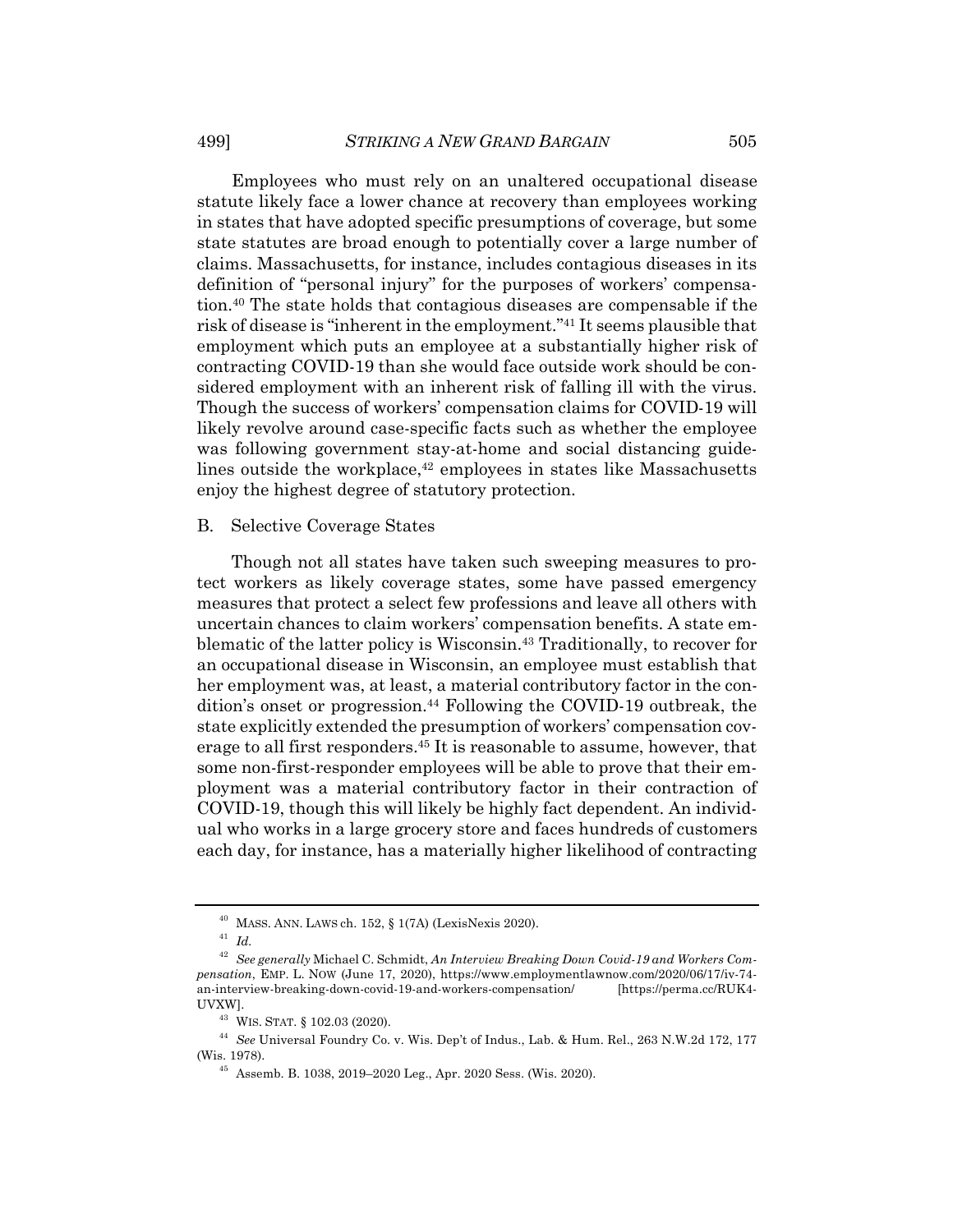Employees who must rely on an unaltered occupational disease statute likely face a lower chance at recovery than employees working in states that have adopted specific presumptions of coverage, but some state statutes are broad enough to potentially cover a large number of claims. Massachusetts, for instance, includes contagious diseases in its definition of "personal injury" for the purposes of workers' compensation.[40] The state holds that contagious diseases are compensable if the risk of disease is "inherent in the employment."[41] It seems plausible that employment which puts an employee at a substantially higher risk of contracting COVID-19 than she would face outside work should be considered employment with an inherent risk of falling ill with the virus. Though the success of workers' compensation claims for COVID-19 will likely revolve around case-specific facts such as whether the employee was following government stay-at-home and social distancing guidelines outside the workplace,[42] employees in states like Massachusetts enjoy the highest degree of statutory protection.

## B. Selective Coverage States

Though not all states have taken such sweeping measures to protect workers as likely coverage states, some have passed emergency measures that protect a select few professions and leave all others with uncertain chances to claim workers' compensation benefits. A state emblematic of the latter policy is Wisconsin.[43] Traditionally, to recover for an occupational disease in Wisconsin, an employee must establish that her employment was, at least, a material contributory factor in the condition's onset or progression.[44] Following the COVID-19 outbreak, the state explicitly extended the presumption of workers' compensation coverage to all first responders.[45] It is reasonable to assume, however, that some non-first-responder employees will be able to prove that their employment was a material contributory factor in their contraction of COVID-19, though this will likely be highly fact dependent. An individual who works in a large grocery store and faces hundreds of customers each day, for instance, has a materially higher likelihood of contracting

---

[40] MASS. ANN. LAWS ch. 152, § 1(7A) (LexisNexis 2020).

[41] *Id.*

[42] *See generally* Michael C. Schmidt, *An Interview Breaking Down Covid-19 and Workers Compensation*, EMP. L. NOW (June 17, 2020), https://www.employmentlawnow.com/2020/06/17/iv-74-an-interview-breaking-down-covid-19-and-workers-compensation/ [https://perma.cc/RUK4-UVXW].

[43] WIS. STAT. § 102.03 (2020).

[44] *See* Universal Foundry Co. v. Wis. Dep't of Indus., Lab. & Hum. Rel., 263 N.W.2d 172, 177 (Wis. 1978).

[45] Assemb. B. 1038, 2019–2020 Leg., Apr. 2020 Sess. (Wis. 2020).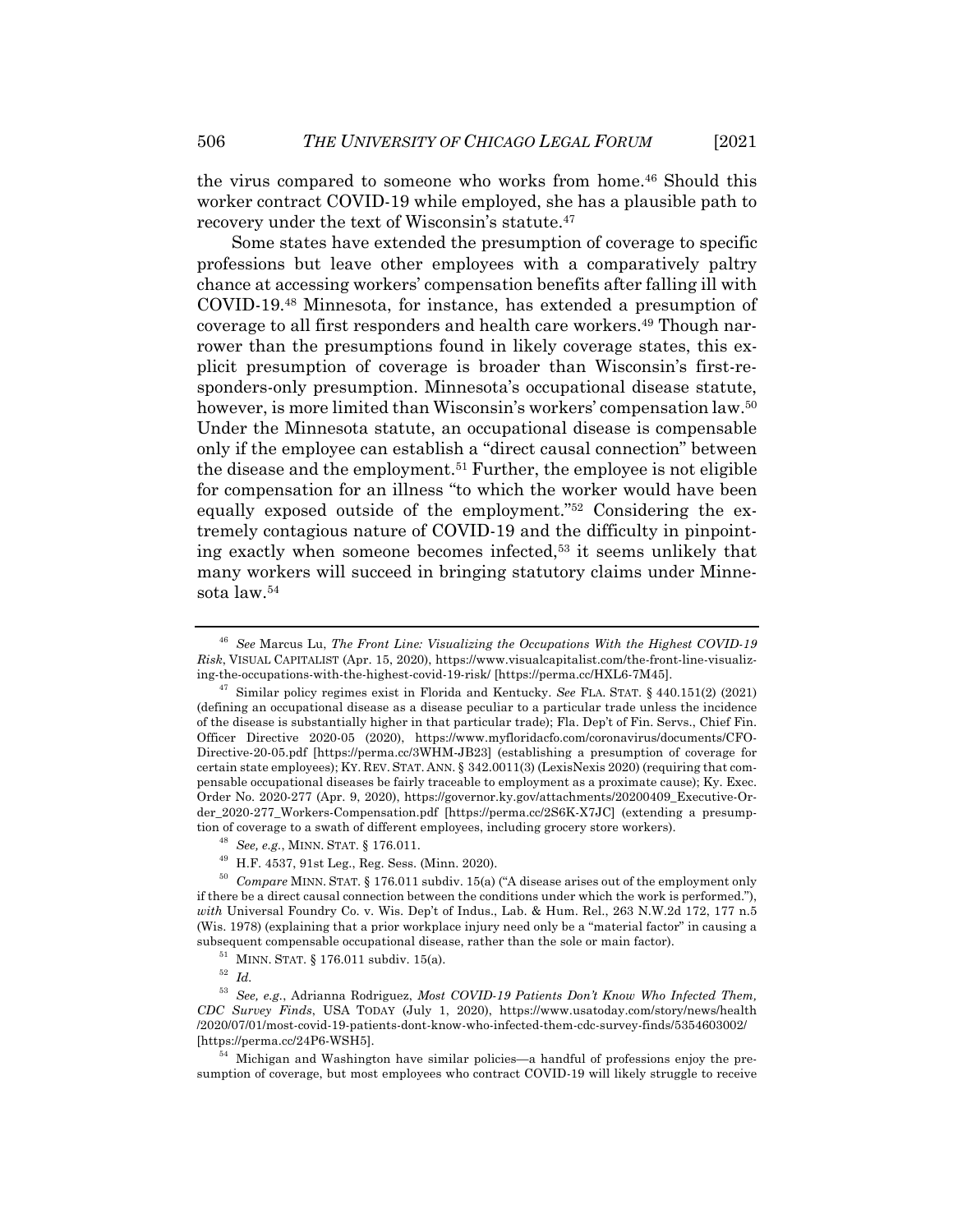the virus compared to someone who works from home.[46] Should this worker contract COVID-19 while employed, she has a plausible path to recovery under the text of Wisconsin's statute.[47]

Some states have extended the presumption of coverage to specific professions but leave other employees with a comparatively paltry chance at accessing workers' compensation benefits after falling ill with COVID-19.[48] Minnesota, for instance, has extended a presumption of coverage to all first responders and health care workers.[49] Though narrower than the presumptions found in likely coverage states, this explicit presumption of coverage is broader than Wisconsin's first-responders-only presumption. Minnesota's occupational disease statute, however, is more limited than Wisconsin's workers' compensation law.[50] Under the Minnesota statute, an occupational disease is compensable only if the employee can establish a "direct causal connection" between the disease and the employment.[51] Further, the employee is not eligible for compensation for an illness "to which the worker would have been equally exposed outside of the employment."[52] Considering the extremely contagious nature of COVID-19 and the difficulty in pinpointing exactly when someone becomes infected,[53] it seems unlikely that many workers will succeed in bringing statutory claims under Minnesota law.[54]

---

[46] *See* Marcus Lu, *The Front Line: Visualizing the Occupations With the Highest COVID-19 Risk*, VISUAL CAPITALIST (Apr. 15, 2020), https://www.visualcapitalist.com/the-front-line-visualizing-the-occupations-with-the-highest-covid-19-risk/ [https://perma.cc/HXL6-7M45].

[47] Similar policy regimes exist in Florida and Kentucky. *See* FLA. STAT. § 440.151(2) (2021) (defining an occupational disease as a disease peculiar to a particular trade unless the incidence of the disease is substantially higher in that particular trade); Fla. Dep't of Fin. Servs., Chief Fin. Officer Directive 2020-05 (2020), https://www.myfloridacfo.com/coronavirus/documents/CFO-Directive-20-05.pdf [https://perma.cc/3WHM-JB23] (establishing a presumption of coverage for certain state employees); KY. REV. STAT. ANN. § 342.0011(3) (LexisNexis 2020) (requiring that compensable occupational diseases be fairly traceable to employment as a proximate cause); Ky. Exec. Order No. 2020-277 (Apr. 9, 2020), https://governor.ky.gov/attachments/20200409_Executive-Order_2020-277_Workers-Compensation.pdf [https://perma.cc/2S6K-X7JC] (extending a presumption of coverage to a swath of different employees, including grocery store workers).

[48] *See, e.g.*, MINN. STAT. § 176.011.

[49] H.F. 4537, 91st Leg., Reg. Sess. (Minn. 2020).

[50] *Compare* MINN. STAT. § 176.011 subdiv. 15(a) ("A disease arises out of the employment only if there be a direct causal connection between the conditions under which the work is performed."), *with* Universal Foundry Co. v. Wis. Dep't of Indus., Lab. & Hum. Rel., 263 N.W.2d 172, 177 n.5 (Wis. 1978) (explaining that a prior workplace injury need only be a "material factor" in causing a subsequent compensable occupational disease, rather than the sole or main factor).

[51] MINN. STAT. § 176.011 subdiv. 15(a).

[52] *Id.*

[53] *See, e.g.*, Adrianna Rodriguez, *Most COVID-19 Patients Don't Know Who Infected Them, CDC Survey Finds*, USA TODAY (July 1, 2020), https://www.usatoday.com/story/news/health/2020/07/01/most-covid-19-patients-dont-know-who-infected-them-cdc-survey-finds/5354603002/ [https://perma.cc/24P6-WSH5].

[54] Michigan and Washington have similar policies—a handful of professions enjoy the presumption of coverage, but most employees who contract COVID-19 will likely struggle to receive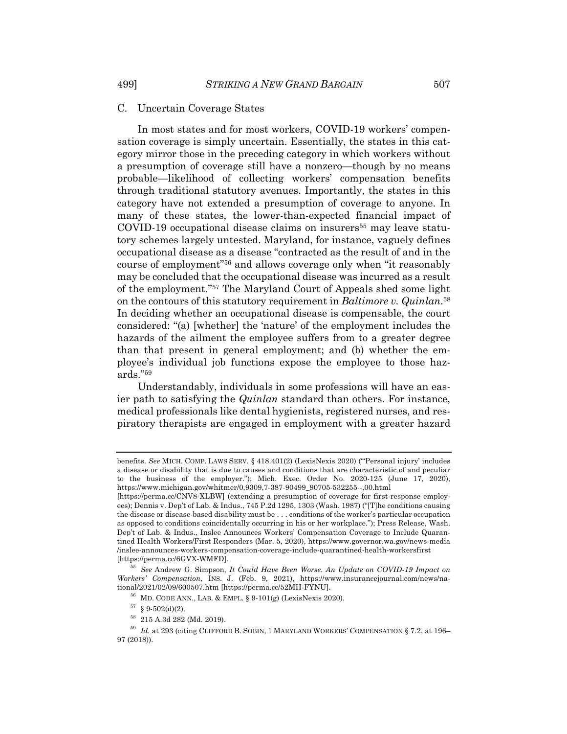### C. Uncertain Coverage States

In most states and for most workers, COVID-19 workers' compensation coverage is simply uncertain. Essentially, the states in this category mirror those in the preceding category in which workers without a presumption of coverage still have a nonzero—though by no means probable—likelihood of collecting workers' compensation benefits through traditional statutory avenues. Importantly, the states in this category have not extended a presumption of coverage to anyone. In many of these states, the lower-than-expected financial impact of COVID-19 occupational disease claims on insurers[55] may leave statutory schemes largely untested. Maryland, for instance, vaguely defines occupational disease as a disease "contracted as the result of and in the course of employment"[56] and allows coverage only when "it reasonably may be concluded that the occupational disease was incurred as a result of the employment."[57] The Maryland Court of Appeals shed some light on the contours of this statutory requirement in *Baltimore v. Quinlan*.[58] In deciding whether an occupational disease is compensable, the court considered: "(a) [whether] the 'nature' of the employment includes the hazards of the ailment the employee suffers from to a greater degree than that present in general employment; and (b) whether the employee's individual job functions expose the employee to those hazards."[59]

Understandably, individuals in some professions will have an easier path to satisfying the *Quinlan* standard than others. For instance, medical professionals like dental hygienists, registered nurses, and respiratory therapists are engaged in employment with a greater hazard

---

benefits. *See* MICH. COMP. LAWS SERV. § 418.401(2) (LexisNexis 2020) ("'Personal injury' includes a disease or disability that is due to causes and conditions that are characteristic of and peculiar to the business of the employer."); Mich. Exec. Order No. 2020-125 (June 17, 2020), https://www.michigan.gov/whitmer/0,9309,7-387-90499_90705-532255--,00.html [https://perma.cc/CNV8-XLBW] (extending a presumption of coverage for first-response employees); Dennis v. Dep't of Lab. & Indus., 745 P.2d 1295, 1303 (Wash. 1987) ("[T]he conditions causing the disease or disease-based disability must be . . . conditions of the worker's particular occupation as opposed to conditions coincidentally occurring in his or her workplace."); Press Release, Wash. Dep't of Lab. & Indus., Inslee Announces Workers' Compensation Coverage to Include Quarantined Health Workers/First Responders (Mar. 5, 2020), https://www.governor.wa.gov/news-media/inslee-announces-workers-compensation-coverage-include-quarantined-health-workersfirst [https://perma.cc/6GVX-WMFD].

[55] *See* Andrew G. Simpson, *It Could Have Been Worse. An Update on COVID-19 Impact on Workers' Compensation*, INS. J. (Feb. 9, 2021), https://www.insurancejournal.com/news/national/2021/02/09/600507.htm [https://perma.cc/52MH-FYNU].

[56] MD. CODE ANN., LAB. & EMPL. § 9-101(g) (LexisNexis 2020).

[57] § 9-502(d)(2).

[58] 215 A.3d 282 (Md. 2019).

[59] *Id.* at 293 (citing CLIFFORD B. SOBIN, 1 MARYLAND WORKERS' COMPENSATION § 7.2, at 196–97 (2018)).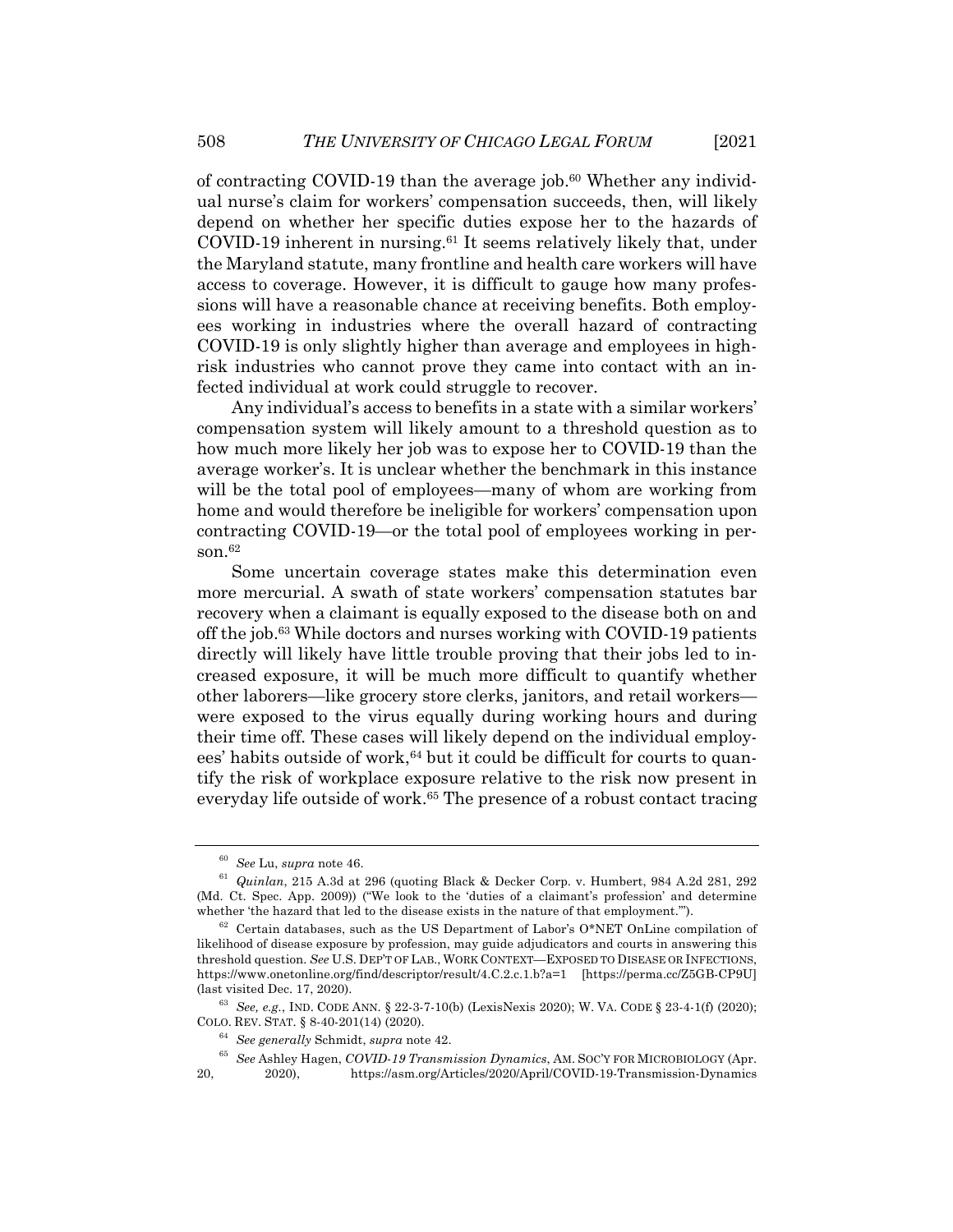of contracting COVID-19 than the average job.[60] Whether any individual nurse's claim for workers' compensation succeeds, then, will likely depend on whether her specific duties expose her to the hazards of COVID-19 inherent in nursing.[61] It seems relatively likely that, under the Maryland statute, many frontline and health care workers will have access to coverage. However, it is difficult to gauge how many professions will have a reasonable chance at receiving benefits. Both employees working in industries where the overall hazard of contracting COVID-19 is only slightly higher than average and employees in high-risk industries who cannot prove they came into contact with an infected individual at work could struggle to recover.

Any individual's access to benefits in a state with a similar workers' compensation system will likely amount to a threshold question as to how much more likely her job was to expose her to COVID-19 than the average worker's. It is unclear whether the benchmark in this instance will be the total pool of employees—many of whom are working from home and would therefore be ineligible for workers' compensation upon contracting COVID-19—or the total pool of employees working in person.[62]

Some uncertain coverage states make this determination even more mercurial. A swath of state workers' compensation statutes bar recovery when a claimant is equally exposed to the disease both on and off the job.[63] While doctors and nurses working with COVID-19 patients directly will likely have little trouble proving that their jobs led to increased exposure, it will be much more difficult to quantify whether other laborers—like grocery store clerks, janitors, and retail workers—were exposed to the virus equally during working hours and during their time off. These cases will likely depend on the individual employees' habits outside of work,[64] but it could be difficult for courts to quantify the risk of workplace exposure relative to the risk now present in everyday life outside of work.[65] The presence of a robust contact tracing

---

[60] *See* Lu, *supra* note 46.

[61] *Quinlan*, 215 A.3d at 296 (quoting Black & Decker Corp. v. Humbert, 984 A.2d 281, 292 (Md. Ct. Spec. App. 2009)) ("We look to the 'duties of a claimant's profession' and determine whether 'the hazard that led to the disease exists in the nature of that employment.'").

[62] Certain databases, such as the US Department of Labor's O*NET OnLine compilation of likelihood of disease exposure by profession, may guide adjudicators and courts in answering this threshold question. *See* U.S. DEP'T OF LAB., WORK CONTEXT—EXPOSED TO DISEASE OR INFECTIONS, https://www.onetonline.org/find/descriptor/result/4.C.2.c.1.b?a=1 [https://perma.cc/Z5GB-CP9U] (last visited Dec. 17, 2020).

[63] *See, e.g.*, IND. CODE ANN. § 22-3-7-10(b) (LexisNexis 2020); W. VA. CODE § 23-4-1(f) (2020); COLO. REV. STAT. § 8-40-201(14) (2020).

[64] *See generally* Schmidt, *supra* note 42.

[65] *See* Ashley Hagen, *COVID-19 Transmission Dynamics*, AM. SOC'Y FOR MICROBIOLOGY (Apr. 20, 2020), https://asm.org/Articles/2020/April/COVID-19-Transmission-Dynamics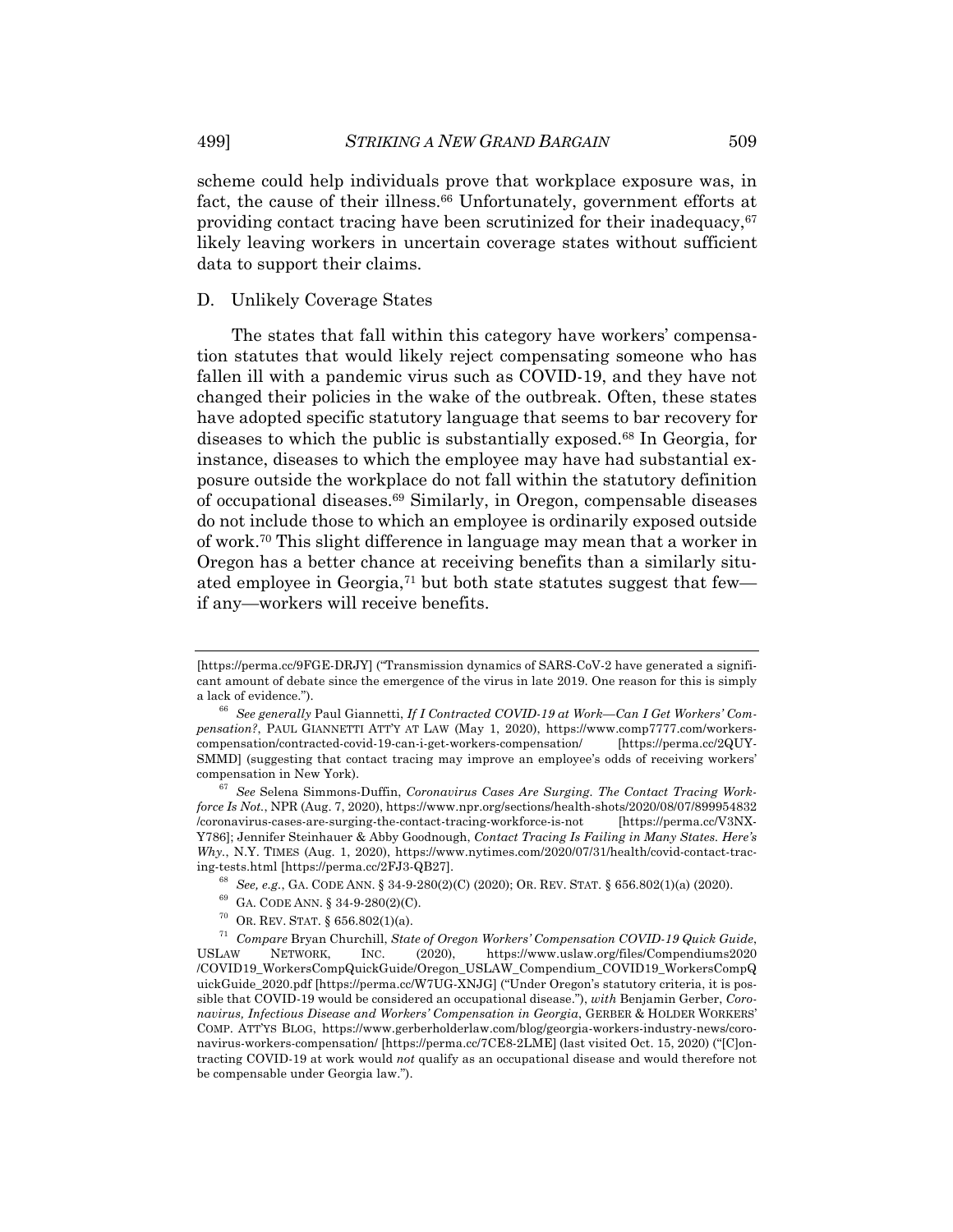scheme could help individuals prove that workplace exposure was, in fact, the cause of their illness.[66] Unfortunately, government efforts at providing contact tracing have been scrutinized for their inadequacy,[67] likely leaving workers in uncertain coverage states without sufficient data to support their claims.

### D. Unlikely Coverage States

The states that fall within this category have workers' compensation statutes that would likely reject compensating someone who has fallen ill with a pandemic virus such as COVID-19, and they have not changed their policies in the wake of the outbreak. Often, these states have adopted specific statutory language that seems to bar recovery for diseases to which the public is substantially exposed.[68] In Georgia, for instance, diseases to which the employee may have had substantial exposure outside the workplace do not fall within the statutory definition of occupational diseases.[69] Similarly, in Oregon, compensable diseases do not include those to which an employee is ordinarily exposed outside of work.[70] This slight difference in language may mean that a worker in Oregon has a better chance at receiving benefits than a similarly situated employee in Georgia,[71] but both state statutes suggest that few—if any—workers will receive benefits.

---

[https://perma.cc/9FGE-DRJY] ("Transmission dynamics of SARS-CoV-2 have generated a significant amount of debate since the emergence of the virus in late 2019. One reason for this is simply a lack of evidence.").

[66] *See generally* Paul Giannetti, *If I Contracted COVID-19 at Work—Can I Get Workers' Compensation?*, PAUL GIANNETTI ATT'Y AT LAW (May 1, 2020), https://www.comp7777.com/workers-compensation/contracted-covid-19-can-i-get-workers-compensation/ [https://perma.cc/2QUY-SMMD] (suggesting that contact tracing may improve an employee's odds of receiving workers' compensation in New York).

[67] *See* Selena Simmons-Duffin, *Coronavirus Cases Are Surging. The Contact Tracing Workforce Is Not.*, NPR (Aug. 7, 2020), https://www.npr.org/sections/health-shots/2020/08/07/899954832/coronavirus-cases-are-surging-the-contact-tracing-workforce-is-not [https://perma.cc/V3NX-Y786]; Jennifer Steinhauer & Abby Goodnough, *Contact Tracing Is Failing in Many States. Here's Why.*, N.Y. TIMES (Aug. 1, 2020), https://www.nytimes.com/2020/07/31/health/covid-contact-tracing-tests.html [https://perma.cc/2FJ3-QB27].

[68] *See, e.g.*, GA. CODE ANN. § 34-9-280(2)(C) (2020); OR. REV. STAT. § 656.802(1)(a) (2020).

[69] GA. CODE ANN. § 34-9-280(2)(C).

[70] OR. REV. STAT. § 656.802(1)(a).

[71] *Compare* Bryan Churchill, *State of Oregon Workers' Compensation COVID-19 Quick Guide*, USLAW NETWORK, INC. (2020), https://www.uslaw.org/files/Compendiums2020/COVID19_WorkersCompQuickGuide/Oregon_USLAW_Compendium_COVID19_WorkersCompQuickGuide_2020.pdf [https://perma.cc/W7UG-XNJG] ("Under Oregon's statutory criteria, it is possible that COVID-19 would be considered an occupational disease."), *with* Benjamin Gerber, *Coronavirus, Infectious Disease and Workers' Compensation in Georgia*, GERBER & HOLDER WORKERS' COMP. ATT'YS BLOG, https://www.gerberholderlaw.com/blog/georgia-workers-industry-news/coronavirus-workers-compensation/ [https://perma.cc/7CE8-2LME] (last visited Oct. 15, 2020) ("[C]ontracting COVID-19 at work would *not* qualify as an occupational disease and would therefore not be compensable under Georgia law.").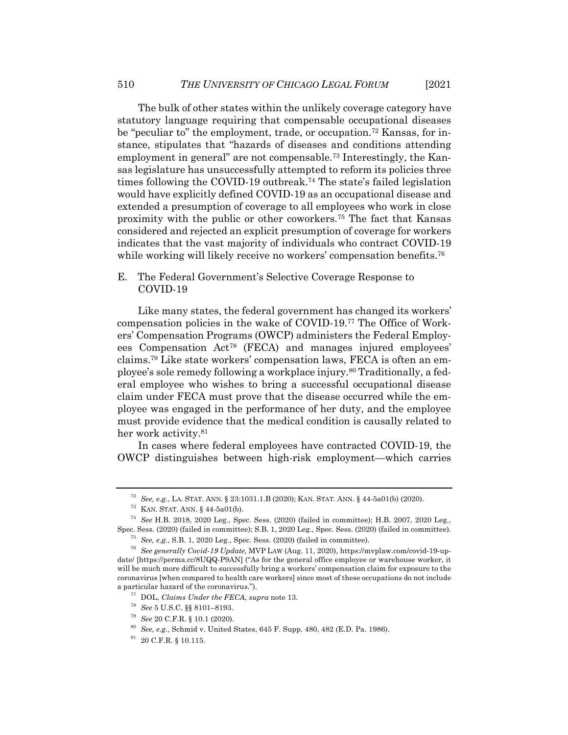The bulk of other states within the unlikely coverage category have statutory language requiring that compensable occupational diseases be "peculiar to" the employment, trade, or occupation.[72] Kansas, for instance, stipulates that "hazards of diseases and conditions attending employment in general" are not compensable.[73] Interestingly, the Kansas legislature has unsuccessfully attempted to reform its policies three times following the COVID-19 outbreak.[74] The state's failed legislation would have explicitly defined COVID-19 as an occupational disease and extended a presumption of coverage to all employees who work in close proximity with the public or other coworkers.[75] The fact that Kansas considered and rejected an explicit presumption of coverage for workers indicates that the vast majority of individuals who contract COVID-19 while working will likely receive no workers' compensation benefits.[76]

## E. The Federal Government's Selective Coverage Response to COVID-19

Like many states, the federal government has changed its workers' compensation policies in the wake of COVID-19.[77] The Office of Workers' Compensation Programs (OWCP) administers the Federal Employees Compensation Act[78] (FECA) and manages injured employees' claims.[79] Like state workers' compensation laws, FECA is often an employee's sole remedy following a workplace injury.[80] Traditionally, a federal employee who wishes to bring a successful occupational disease claim under FECA must prove that the disease occurred while the employee was engaged in the performance of her duty, and the employee must provide evidence that the medical condition is causally related to her work activity.[81]

In cases where federal employees have contracted COVID-19, the OWCP distinguishes between high-risk employment—which carries

---

[72] *See, e.g.*, LA. STAT. ANN. § 23:1031.1.B (2020); KAN. STAT. ANN. § 44-5a01(b) (2020).

[73] KAN. STAT. ANN. § 44-5a01(b).

[74] *See* H.B. 2018, 2020 Leg., Spec. Sess. (2020) (failed in committee); H.B. 2007, 2020 Leg., Spec. Sess. (2020) (failed in committee); S.B. 1, 2020 Leg., Spec. Sess. (2020) (failed in committee).

[75] *See, e.g.*, S.B. 1, 2020 Leg., Spec. Sess. (2020) (failed in committee).

[76] *See generally Covid-19 Update,* MVP LAW (Aug. 11, 2020), https://mvplaw.com/covid-19-update/ [https://perma.cc/8UQQ-P9AN] ("As for the general office employee or warehouse worker, it will be much more difficult to successfully bring a workers' compensation claim for exposure to the coronavirus [when compared to health care workers] since most of these occupations do not include a particular hazard of the coronavirus.").

[77] DOL, *Claims Under the FECA*, *supra* note 13.

[78] *See* 5 U.S.C. §§ 8101–8193.

[79] *See* 20 C.F.R. § 10.1 (2020).

[80] *See, e.g.*, Schmid v. United States, 645 F. Supp. 480, 482 (E.D. Pa. 1986).

[81] 20 C.F.R. § 10.115.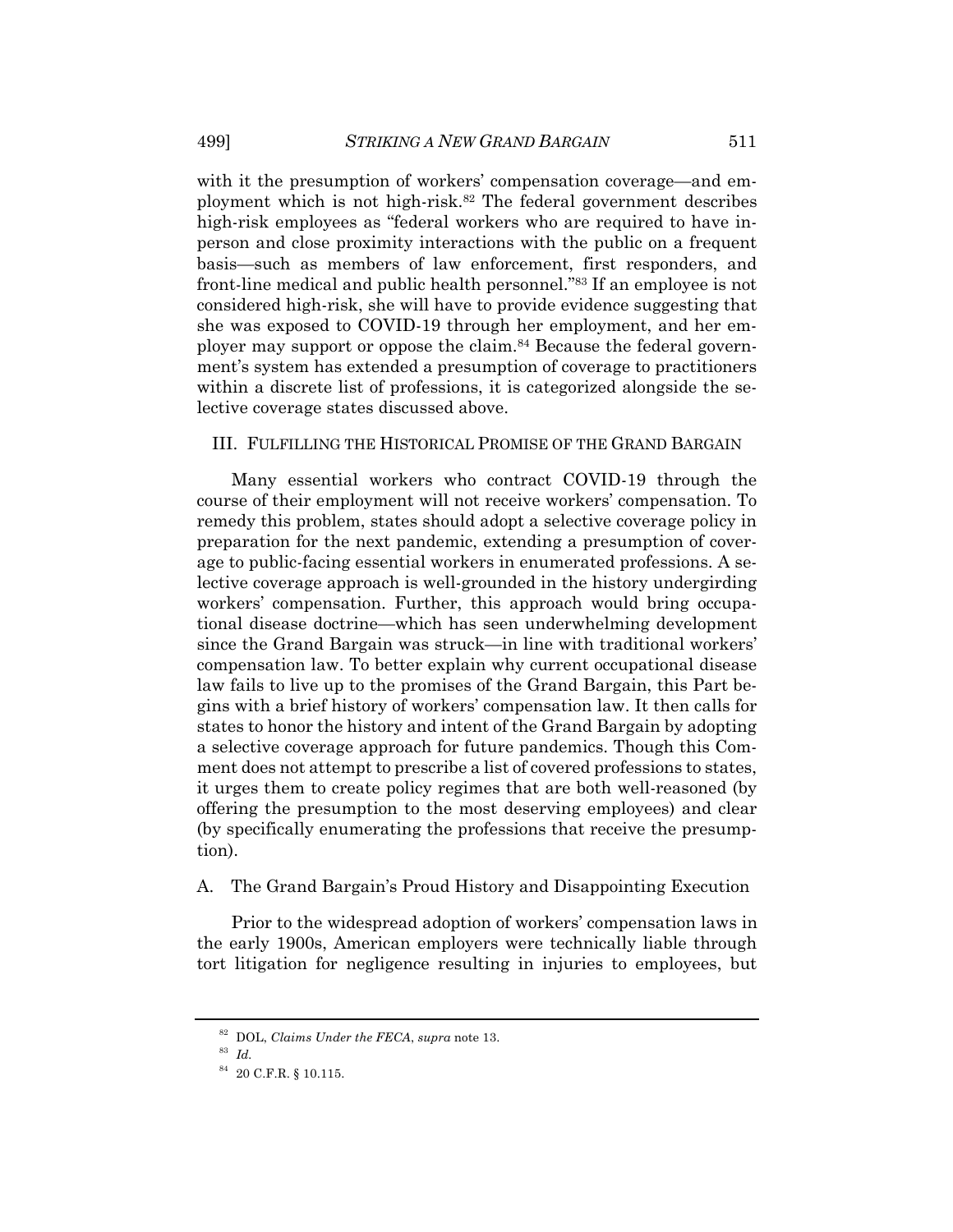with it the presumption of workers' compensation coverage—and employment which is not high-risk.[82] The federal government describes high-risk employees as "federal workers who are required to have in-person and close proximity interactions with the public on a frequent basis—such as members of law enforcement, first responders, and front-line medical and public health personnel."[83] If an employee is not considered high-risk, she will have to provide evidence suggesting that she was exposed to COVID-19 through her employment, and her employer may support or oppose the claim.[84] Because the federal government's system has extended a presumption of coverage to practitioners within a discrete list of professions, it is categorized alongside the selective coverage states discussed above.

## III. FULFILLING THE HISTORICAL PROMISE OF THE GRAND BARGAIN

Many essential workers who contract COVID-19 through the course of their employment will not receive workers' compensation. To remedy this problem, states should adopt a selective coverage policy in preparation for the next pandemic, extending a presumption of coverage to public-facing essential workers in enumerated professions. A selective coverage approach is well-grounded in the history undergirding workers' compensation. Further, this approach would bring occupational disease doctrine—which has seen underwhelming development since the Grand Bargain was struck—in line with traditional workers' compensation law. To better explain why current occupational disease law fails to live up to the promises of the Grand Bargain, this Part begins with a brief history of workers' compensation law. It then calls for states to honor the history and intent of the Grand Bargain by adopting a selective coverage approach for future pandemics. Though this Comment does not attempt to prescribe a list of covered professions to states, it urges them to create policy regimes that are both well-reasoned (by offering the presumption to the most deserving employees) and clear (by specifically enumerating the professions that receive the presumption).

### A. The Grand Bargain's Proud History and Disappointing Execution

Prior to the widespread adoption of workers' compensation laws in the early 1900s, American employers were technically liable through tort litigation for negligence resulting in injuries to employees, but

---

[82] DOL, *Claims Under the FECA*, *supra* note 13.

[83] *Id.*

[84] 20 C.F.R. § 10.115.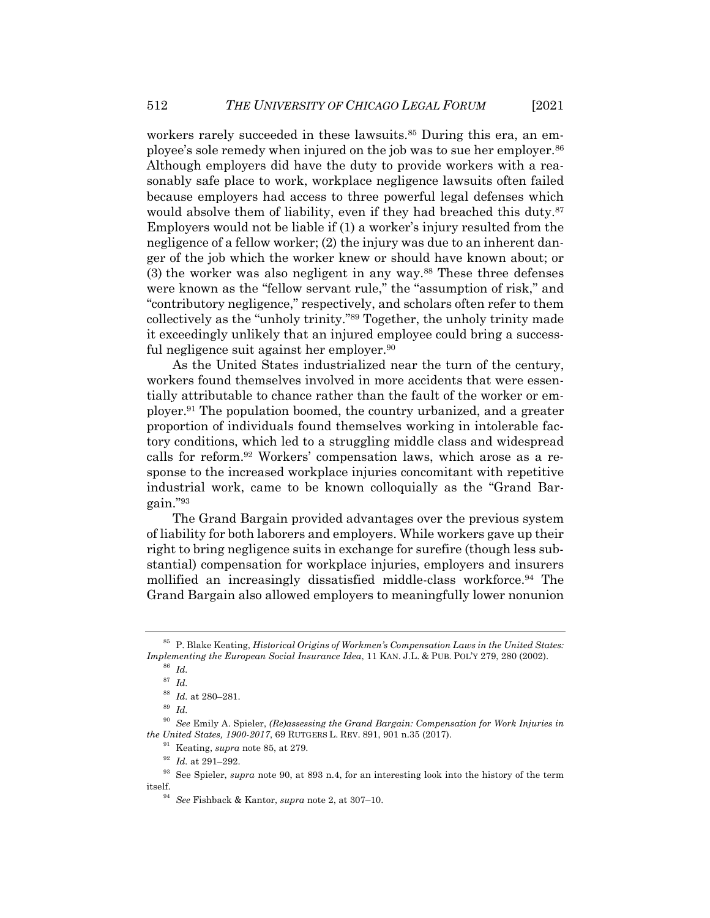workers rarely succeeded in these lawsuits.[85] During this era, an employee's sole remedy when injured on the job was to sue her employer.[86] Although employers did have the duty to provide workers with a reasonably safe place to work, workplace negligence lawsuits often failed because employers had access to three powerful legal defenses which would absolve them of liability, even if they had breached this duty.[87] Employers would not be liable if (1) a worker's injury resulted from the negligence of a fellow worker; (2) the injury was due to an inherent danger of the job which the worker knew or should have known about; or (3) the worker was also negligent in any way.[88] These three defenses were known as the "fellow servant rule," the "assumption of risk," and "contributory negligence," respectively, and scholars often refer to them collectively as the "unholy trinity."[89] Together, the unholy trinity made it exceedingly unlikely that an injured employee could bring a successful negligence suit against her employer.[90]

As the United States industrialized near the turn of the century, workers found themselves involved in more accidents that were essentially attributable to chance rather than the fault of the worker or employer.[91] The population boomed, the country urbanized, and a greater proportion of individuals found themselves working in intolerable factory conditions, which led to a struggling middle class and widespread calls for reform.[92] Workers' compensation laws, which arose as a response to the increased workplace injuries concomitant with repetitive industrial work, came to be known colloquially as the "Grand Bargain."[93]

The Grand Bargain provided advantages over the previous system of liability for both laborers and employers. While workers gave up their right to bring negligence suits in exchange for surefire (though less substantial) compensation for workplace injuries, employers and insurers mollified an increasingly dissatisfied middle-class workforce.[94] The Grand Bargain also allowed employers to meaningfully lower nonunion

---

[85] P. Blake Keating, *Historical Origins of Workmen's Compensation Laws in the United States: Implementing the European Social Insurance Idea*, 11 KAN. J.L. & PUB. POL'Y 279, 280 (2002).

[86] *Id.*

[87] *Id.*

[88] *Id.* at 280–281.

[89] *Id.*

[90] *See* Emily A. Spieler, *(Re)assessing the Grand Bargain: Compensation for Work Injuries in the United States, 1900-2017*, 69 RUTGERS L. REV. 891, 901 n.35 (2017).

[91] Keating, *supra* note 85, at 279.

[92] *Id.* at 291–292.

[93] See Spieler, *supra* note 90, at 893 n.4, for an interesting look into the history of the term itself.

[94] *See* Fishback & Kantor, *supra* note 2, at 307–10.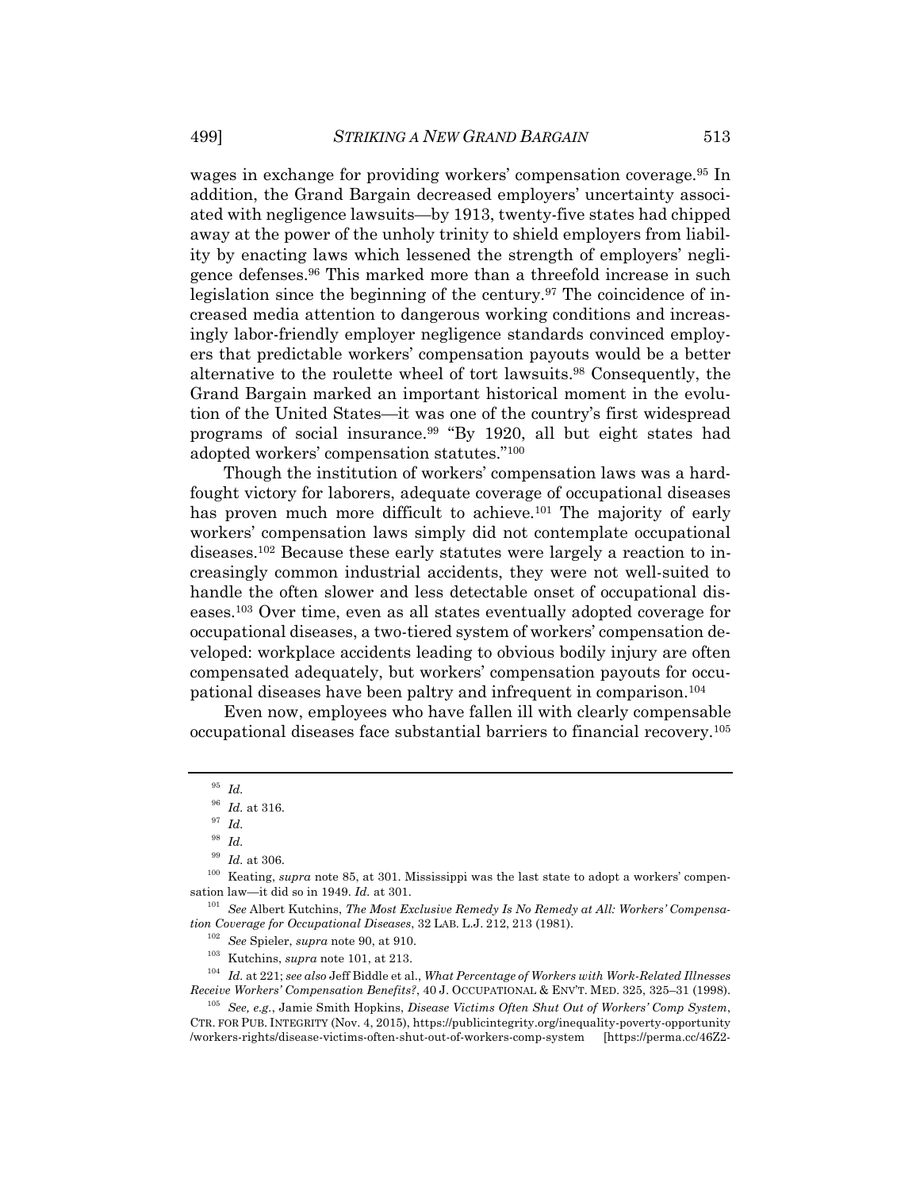wages in exchange for providing workers' compensation coverage.[95] In addition, the Grand Bargain decreased employers' uncertainty associated with negligence lawsuits—by 1913, twenty-five states had chipped away at the power of the unholy trinity to shield employers from liability by enacting laws which lessened the strength of employers' negligence defenses.[96] This marked more than a threefold increase in such legislation since the beginning of the century.[97] The coincidence of increased media attention to dangerous working conditions and increasingly labor-friendly employer negligence standards convinced employers that predictable workers' compensation payouts would be a better alternative to the roulette wheel of tort lawsuits.[98] Consequently, the Grand Bargain marked an important historical moment in the evolution of the United States—it was one of the country's first widespread programs of social insurance.[99] "By 1920, all but eight states had adopted workers' compensation statutes."[100]

Though the institution of workers' compensation laws was a hard-fought victory for laborers, adequate coverage of occupational diseases has proven much more difficult to achieve.[101] The majority of early workers' compensation laws simply did not contemplate occupational diseases.[102] Because these early statutes were largely a reaction to increasingly common industrial accidents, they were not well-suited to handle the often slower and less detectable onset of occupational diseases.[103] Over time, even as all states eventually adopted coverage for occupational diseases, a two-tiered system of workers' compensation developed: workplace accidents leading to obvious bodily injury are often compensated adequately, but workers' compensation payouts for occupational diseases have been paltry and infrequent in comparison.[104]

Even now, employees who have fallen ill with clearly compensable occupational diseases face substantial barriers to financial recovery.[105]

---

[95] *Id.*

[96] *Id.* at 316.

[97] *Id.*

[98] *Id.*

[99] *Id.* at 306.

[100] Keating, *supra* note 85, at 301. Mississippi was the last state to adopt a workers' compensation law—it did so in 1949. *Id.* at 301.

[101] *See* Albert Kutchins, *The Most Exclusive Remedy Is No Remedy at All: Workers' Compensation Coverage for Occupational Diseases*, 32 LAB. L.J. 212, 213 (1981).

[102] *See* Spieler, *supra* note 90, at 910.

[103] Kutchins, *supra* note 101, at 213.

[104] *Id.* at 221; *see also* Jeff Biddle et al., *What Percentage of Workers with Work-Related Illnesses Receive Workers' Compensation Benefits?*, 40 J. OCCUPATIONAL & ENV'T. MED. 325, 325–31 (1998).

[105] *See, e.g.*, Jamie Smith Hopkins, *Disease Victims Often Shut Out of Workers' Comp System*, CTR. FOR PUB. INTEGRITY (Nov. 4, 2015), https://publicintegrity.org/inequality-poverty-opportunity/workers-rights/disease-victims-often-shut-out-of-workers-comp-system [https://perma.cc/46Z2-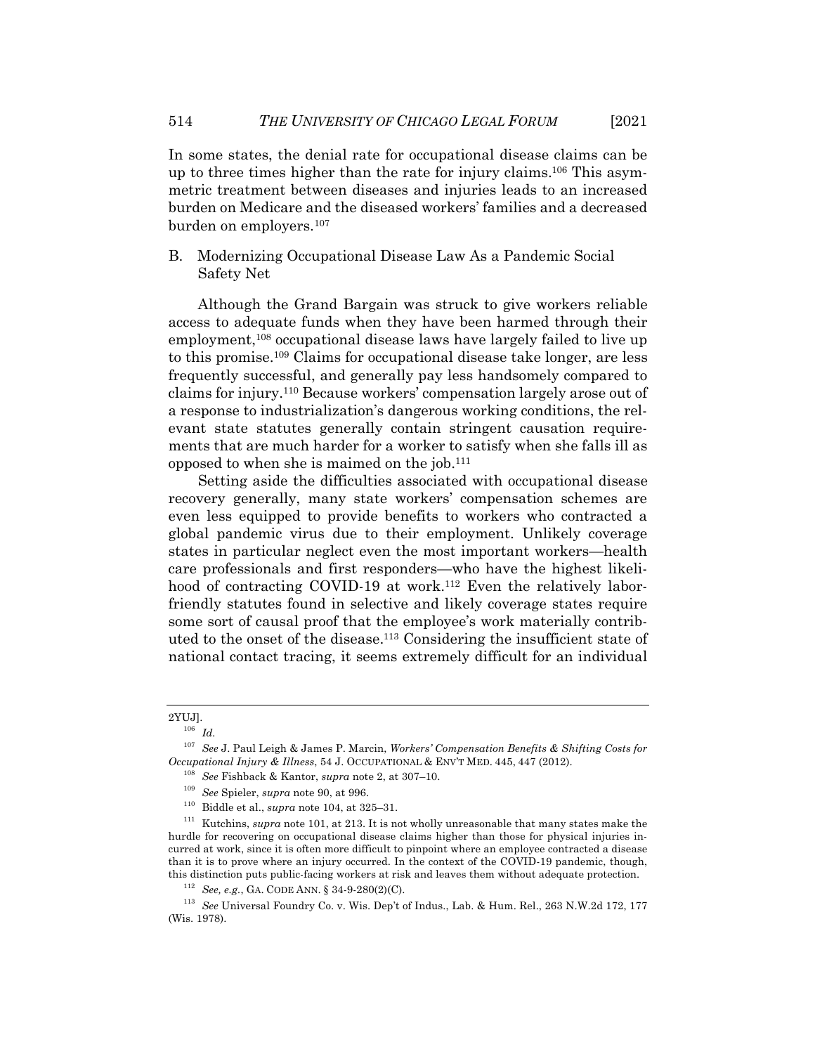In some states, the denial rate for occupational disease claims can be up to three times higher than the rate for injury claims.[106] This asymmetric treatment between diseases and injuries leads to an increased burden on Medicare and the diseased workers' families and a decreased burden on employers.[107]

### B. Modernizing Occupational Disease Law As a Pandemic Social Safety Net

Although the Grand Bargain was struck to give workers reliable access to adequate funds when they have been harmed through their employment,[108] occupational disease laws have largely failed to live up to this promise.[109] Claims for occupational disease take longer, are less frequently successful, and generally pay less handsomely compared to claims for injury.[110] Because workers' compensation largely arose out of a response to industrialization's dangerous working conditions, the relevant state statutes generally contain stringent causation requirements that are much harder for a worker to satisfy when she falls ill as opposed to when she is maimed on the job.[111]

Setting aside the difficulties associated with occupational disease recovery generally, many state workers' compensation schemes are even less equipped to provide benefits to workers who contracted a global pandemic virus due to their employment. Unlikely coverage states in particular neglect even the most important workers—health care professionals and first responders—who have the highest likelihood of contracting COVID-19 at work.[112] Even the relatively labor-friendly statutes found in selective and likely coverage states require some sort of causal proof that the employee's work materially contributed to the onset of the disease.[113] Considering the insufficient state of national contact tracing, it seems extremely difficult for an individual

---

2YUJ].

[106] *Id.*

[107] *See* J. Paul Leigh & James P. Marcin, *Workers' Compensation Benefits & Shifting Costs for Occupational Injury & Illness*, 54 J. OCCUPATIONAL & ENV'T MED. 445, 447 (2012).

[108] *See* Fishback & Kantor, *supra* note 2, at 307–10.

[109] *See* Spieler, *supra* note 90, at 996.

[110] Biddle et al., *supra* note 104, at 325–31.

[111] Kutchins, *supra* note 101, at 213. It is not wholly unreasonable that many states make the hurdle for recovering on occupational disease claims higher than those for physical injuries incurred at work, since it is often more difficult to pinpoint where an employee contracted a disease than it is to prove where an injury occurred. In the context of the COVID-19 pandemic, though, this distinction puts public-facing workers at risk and leaves them without adequate protection.

[112] *See, e.g.*, GA. CODE ANN. § 34-9-280(2)(C).

[113] *See* Universal Foundry Co. v. Wis. Dep't of Indus., Lab. & Hum. Rel., 263 N.W.2d 172, 177 (Wis. 1978).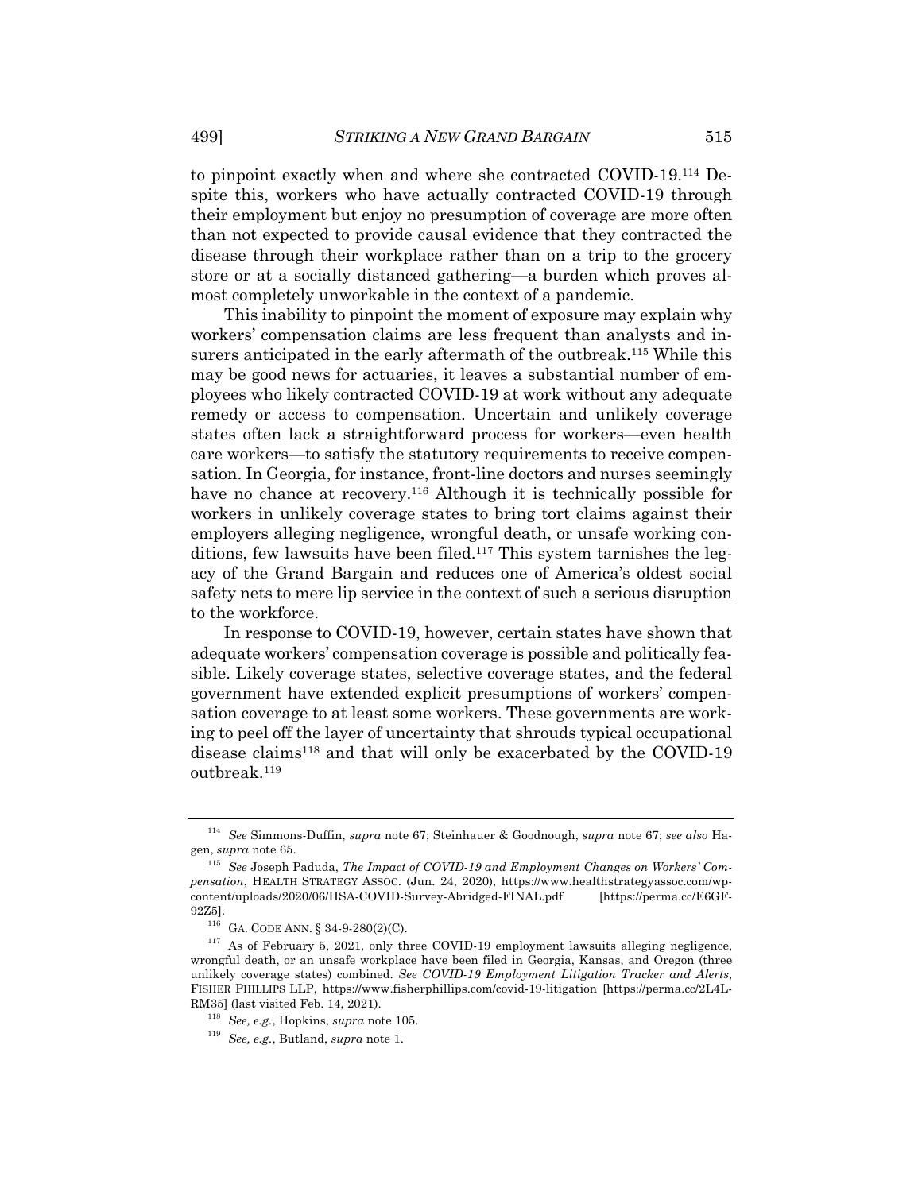to pinpoint exactly when and where she contracted COVID-19.[114] Despite this, workers who have actually contracted COVID-19 through their employment but enjoy no presumption of coverage are more often than not expected to provide causal evidence that they contracted the disease through their workplace rather than on a trip to the grocery store or at a socially distanced gathering—a burden which proves almost completely unworkable in the context of a pandemic.

This inability to pinpoint the moment of exposure may explain why workers' compensation claims are less frequent than analysts and insurers anticipated in the early aftermath of the outbreak.[115] While this may be good news for actuaries, it leaves a substantial number of employees who likely contracted COVID-19 at work without any adequate remedy or access to compensation. Uncertain and unlikely coverage states often lack a straightforward process for workers—even health care workers—to satisfy the statutory requirements to receive compensation. In Georgia, for instance, front-line doctors and nurses seemingly have no chance at recovery.[116] Although it is technically possible for workers in unlikely coverage states to bring tort claims against their employers alleging negligence, wrongful death, or unsafe working conditions, few lawsuits have been filed.[117] This system tarnishes the legacy of the Grand Bargain and reduces one of America's oldest social safety nets to mere lip service in the context of such a serious disruption to the workforce.

In response to COVID-19, however, certain states have shown that adequate workers' compensation coverage is possible and politically feasible. Likely coverage states, selective coverage states, and the federal government have extended explicit presumptions of workers' compensation coverage to at least some workers. These governments are working to peel off the layer of uncertainty that shrouds typical occupational disease claims[118] and that will only be exacerbated by the COVID-19 outbreak.[119]

---

[114] *See* Simmons-Duffin, *supra* note 67; Steinhauer & Goodnough, *supra* note 67; *see also* Hagen, *supra* note 65.

[115] *See* Joseph Paduda, *The Impact of COVID-19 and Employment Changes on Workers' Compensation*, HEALTH STRATEGY ASSOC. (Jun. 24, 2020), https://www.healthstrategyassoc.com/wp-content/uploads/2020/06/HSA-COVID-Survey-Abridged-FINAL.pdf [https://perma.cc/E6GF-92Z5].

[116] GA. CODE ANN. § 34-9-280(2)(C).

[117] As of February 5, 2021, only three COVID-19 employment lawsuits alleging negligence, wrongful death, or an unsafe workplace have been filed in Georgia, Kansas, and Oregon (three unlikely coverage states) combined. *See COVID-19 Employment Litigation Tracker and Alerts*, FISHER PHILLIPS LLP, https://www.fisherphillips.com/covid-19-litigation [https://perma.cc/2L4L-RM35] (last visited Feb. 14, 2021).

[118] *See, e.g.*, Hopkins, *supra* note 105.

[119] *See, e.g.*, Butland, *supra* note 1.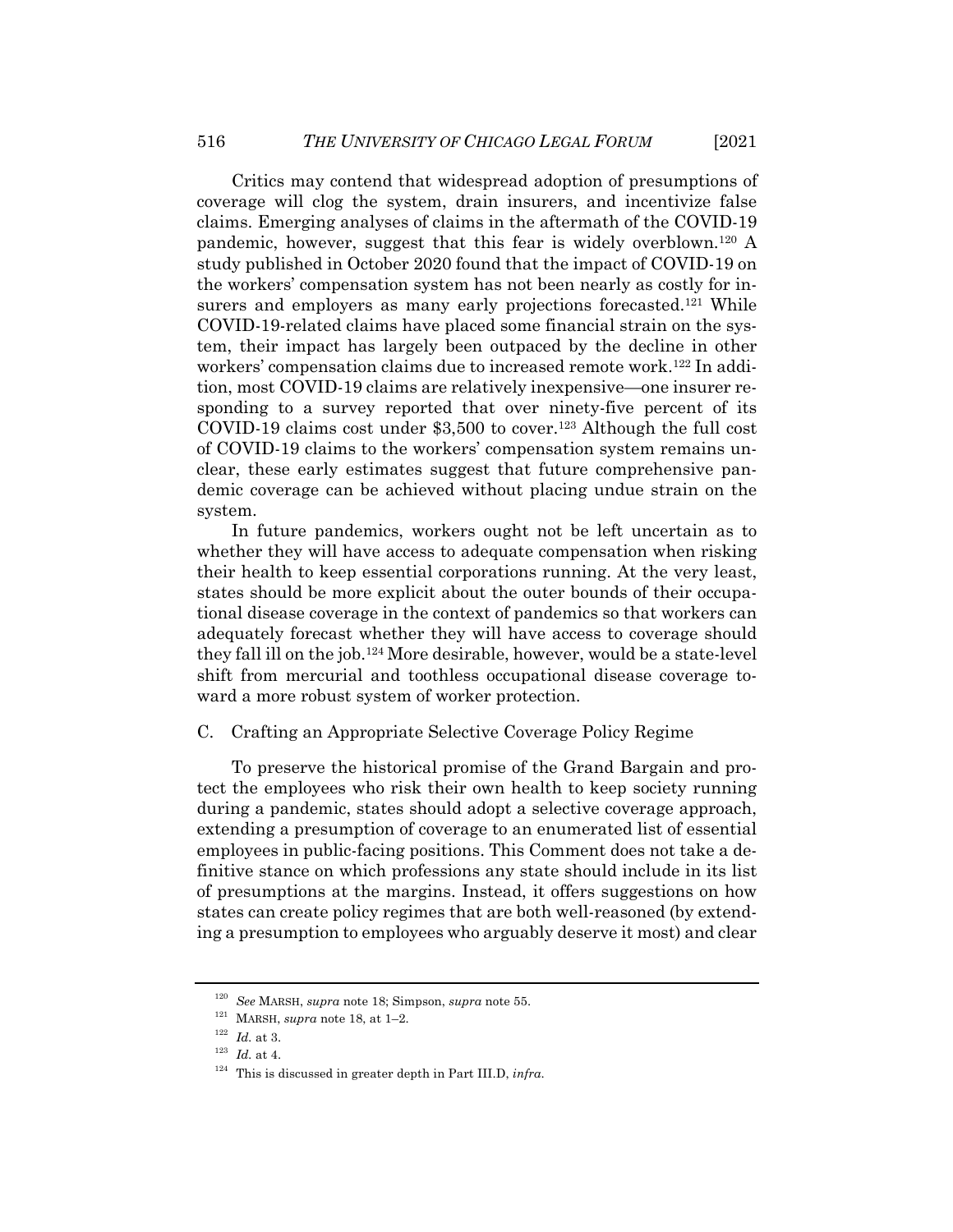Critics may contend that widespread adoption of presumptions of coverage will clog the system, drain insurers, and incentivize false claims. Emerging analyses of claims in the aftermath of the COVID-19 pandemic, however, suggest that this fear is widely overblown.[120] A study published in October 2020 found that the impact of COVID-19 on the workers' compensation system has not been nearly as costly for insurers and employers as many early projections forecasted.[121] While COVID-19-related claims have placed some financial strain on the system, their impact has largely been outpaced by the decline in other workers' compensation claims due to increased remote work.[122] In addition, most COVID-19 claims are relatively inexpensive—one insurer responding to a survey reported that over ninety-five percent of its COVID-19 claims cost under $3,500 to cover.[123] Although the full cost of COVID-19 claims to the workers' compensation system remains unclear, these early estimates suggest that future comprehensive pandemic coverage can be achieved without placing undue strain on the system.

In future pandemics, workers ought not be left uncertain as to whether they will have access to adequate compensation when risking their health to keep essential corporations running. At the very least, states should be more explicit about the outer bounds of their occupational disease coverage in the context of pandemics so that workers can adequately forecast whether they will have access to coverage should they fall ill on the job.[124] More desirable, however, would be a state-level shift from mercurial and toothless occupational disease coverage toward a more robust system of worker protection.

### C. Crafting an Appropriate Selective Coverage Policy Regime

To preserve the historical promise of the Grand Bargain and protect the employees who risk their own health to keep society running during a pandemic, states should adopt a selective coverage approach, extending a presumption of coverage to an enumerated list of essential employees in public-facing positions. This Comment does not take a definitive stance on which professions any state should include in its list of presumptions at the margins. Instead, it offers suggestions on how states can create policy regimes that are both well-reasoned (by extending a presumption to employees who arguably deserve it most) and clear

---

[120] *See* MARSH, *supra* note 18; Simpson, *supra* note 55.

[121] MARSH, *supra* note 18, at 1–2.

[122] *Id.* at 3.

[123] *Id.* at 4.

[124] This is discussed in greater depth in Part III.D, *infra*.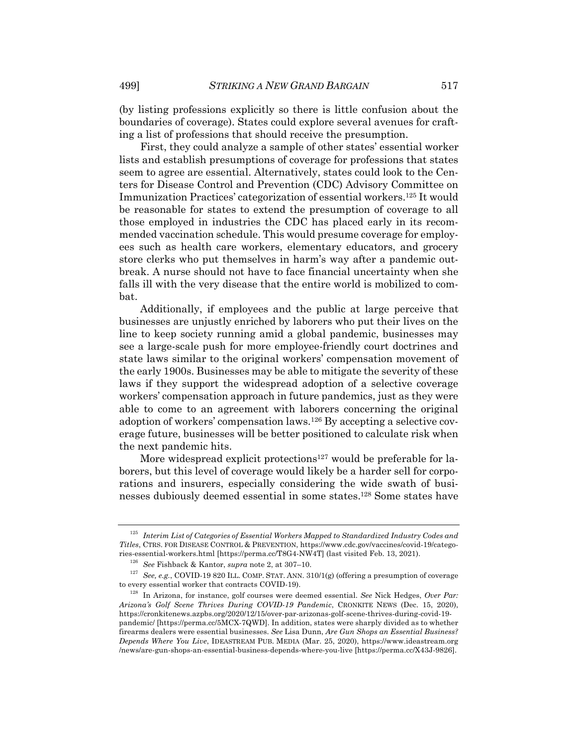(by listing professions explicitly so there is little confusion about the boundaries of coverage). States could explore several avenues for crafting a list of professions that should receive the presumption.

First, they could analyze a sample of other states' essential worker lists and establish presumptions of coverage for professions that states seem to agree are essential. Alternatively, states could look to the Centers for Disease Control and Prevention (CDC) Advisory Committee on Immunization Practices' categorization of essential workers.[125] It would be reasonable for states to extend the presumption of coverage to all those employed in industries the CDC has placed early in its recommended vaccination schedule. This would presume coverage for employees such as health care workers, elementary educators, and grocery store clerks who put themselves in harm's way after a pandemic outbreak. A nurse should not have to face financial uncertainty when she falls ill with the very disease that the entire world is mobilized to combat.

Additionally, if employees and the public at large perceive that businesses are unjustly enriched by laborers who put their lives on the line to keep society running amid a global pandemic, businesses may see a large-scale push for more employee-friendly court doctrines and state laws similar to the original workers' compensation movement of the early 1900s. Businesses may be able to mitigate the severity of these laws if they support the widespread adoption of a selective coverage workers' compensation approach in future pandemics, just as they were able to come to an agreement with laborers concerning the original adoption of workers' compensation laws.[126] By accepting a selective coverage future, businesses will be better positioned to calculate risk when the next pandemic hits.

More widespread explicit protections[127] would be preferable for laborers, but this level of coverage would likely be a harder sell for corporations and insurers, especially considering the wide swath of businesses dubiously deemed essential in some states.[128] Some states have

---

[125] *Interim List of Categories of Essential Workers Mapped to Standardized Industry Codes and Titles*, CTRS. FOR DISEASE CONTROL & PREVENTION, https://www.cdc.gov/vaccines/covid-19/categories-essential-workers.html [https://perma.cc/T8G4-NW4T] (last visited Feb. 13, 2021).

[126] *See* Fishback & Kantor, *supra* note 2, at 307–10.

[127] *See, e.g.*, COVID-19 820 ILL. COMP. STAT. ANN. 310/1(g) (offering a presumption of coverage to every essential worker that contracts COVID-19).

[128] In Arizona, for instance, golf courses were deemed essential. *See* Nick Hedges, *Over Par: Arizona's Golf Scene Thrives During COVID-19 Pandemic*, CRONKITE NEWS (Dec. 15, 2020), https://cronkitenews.azpbs.org/2020/12/15/over-par-arizonas-golf-scene-thrives-during-covid-19-pandemic/ [https://perma.cc/5MCX-7QWD]. In addition, states were sharply divided as to whether firearms dealers were essential businesses. *See* Lisa Dunn, *Are Gun Shops an Essential Business? Depends Where You Live*, IDEASTREAM PUB. MEDIA (Mar. 25, 2020), https://www.ideastream.org/news/are-gun-shops-an-essential-business-depends-where-you-live [https://perma.cc/X43J-9826].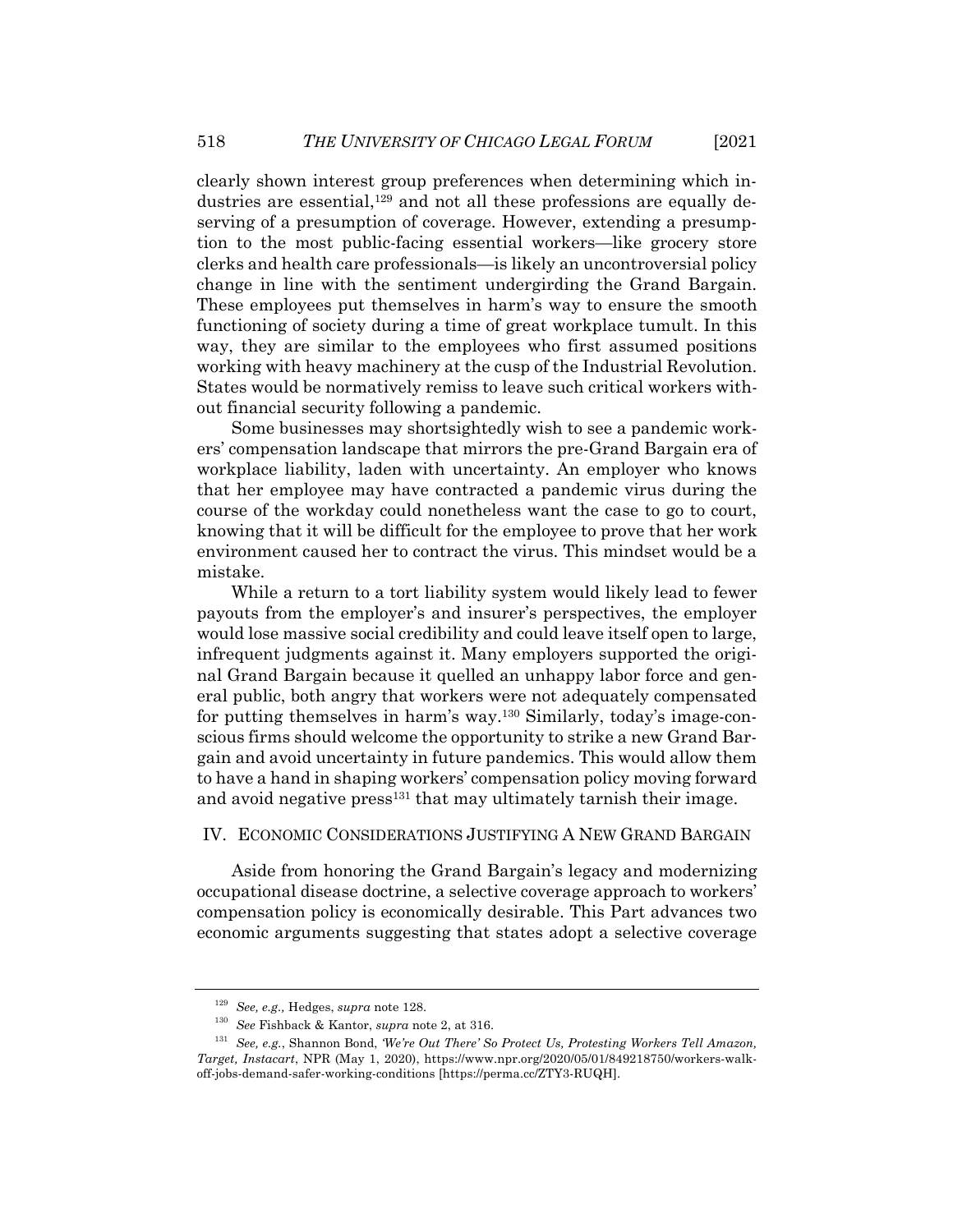clearly shown interest group preferences when determining which industries are essential,[129] and not all these professions are equally deserving of a presumption of coverage. However, extending a presumption to the most public-facing essential workers—like grocery store clerks and health care professionals—is likely an uncontroversial policy change in line with the sentiment undergirding the Grand Bargain. These employees put themselves in harm's way to ensure the smooth functioning of society during a time of great workplace tumult. In this way, they are similar to the employees who first assumed positions working with heavy machinery at the cusp of the Industrial Revolution. States would be normatively remiss to leave such critical workers without financial security following a pandemic.

Some businesses may shortsightedly wish to see a pandemic workers' compensation landscape that mirrors the pre-Grand Bargain era of workplace liability, laden with uncertainty. An employer who knows that her employee may have contracted a pandemic virus during the course of the workday could nonetheless want the case to go to court, knowing that it will be difficult for the employee to prove that her work environment caused her to contract the virus. This mindset would be a mistake.

While a return to a tort liability system would likely lead to fewer payouts from the employer's and insurer's perspectives, the employer would lose massive social credibility and could leave itself open to large, infrequent judgments against it. Many employers supported the original Grand Bargain because it quelled an unhappy labor force and general public, both angry that workers were not adequately compensated for putting themselves in harm's way.[130] Similarly, today's image-conscious firms should welcome the opportunity to strike a new Grand Bargain and avoid uncertainty in future pandemics. This would allow them to have a hand in shaping workers' compensation policy moving forward and avoid negative press[131] that may ultimately tarnish their image.

## IV. ECONOMIC CONSIDERATIONS JUSTIFYING A NEW GRAND BARGAIN

Aside from honoring the Grand Bargain's legacy and modernizing occupational disease doctrine, a selective coverage approach to workers' compensation policy is economically desirable. This Part advances two economic arguments suggesting that states adopt a selective coverage

---

[129] *See, e.g.*, Hedges, *supra* note 128.

[130] *See* Fishback & Kantor, *supra* note 2, at 316.

[131] *See, e.g.*, Shannon Bond, *'We're Out There' So Protect Us, Protesting Workers Tell Amazon, Target, Instacart*, NPR (May 1, 2020), https://www.npr.org/2020/05/01/849218750/workers-walk-off-jobs-demand-safer-working-conditions [https://perma.cc/ZTY3-RUQH].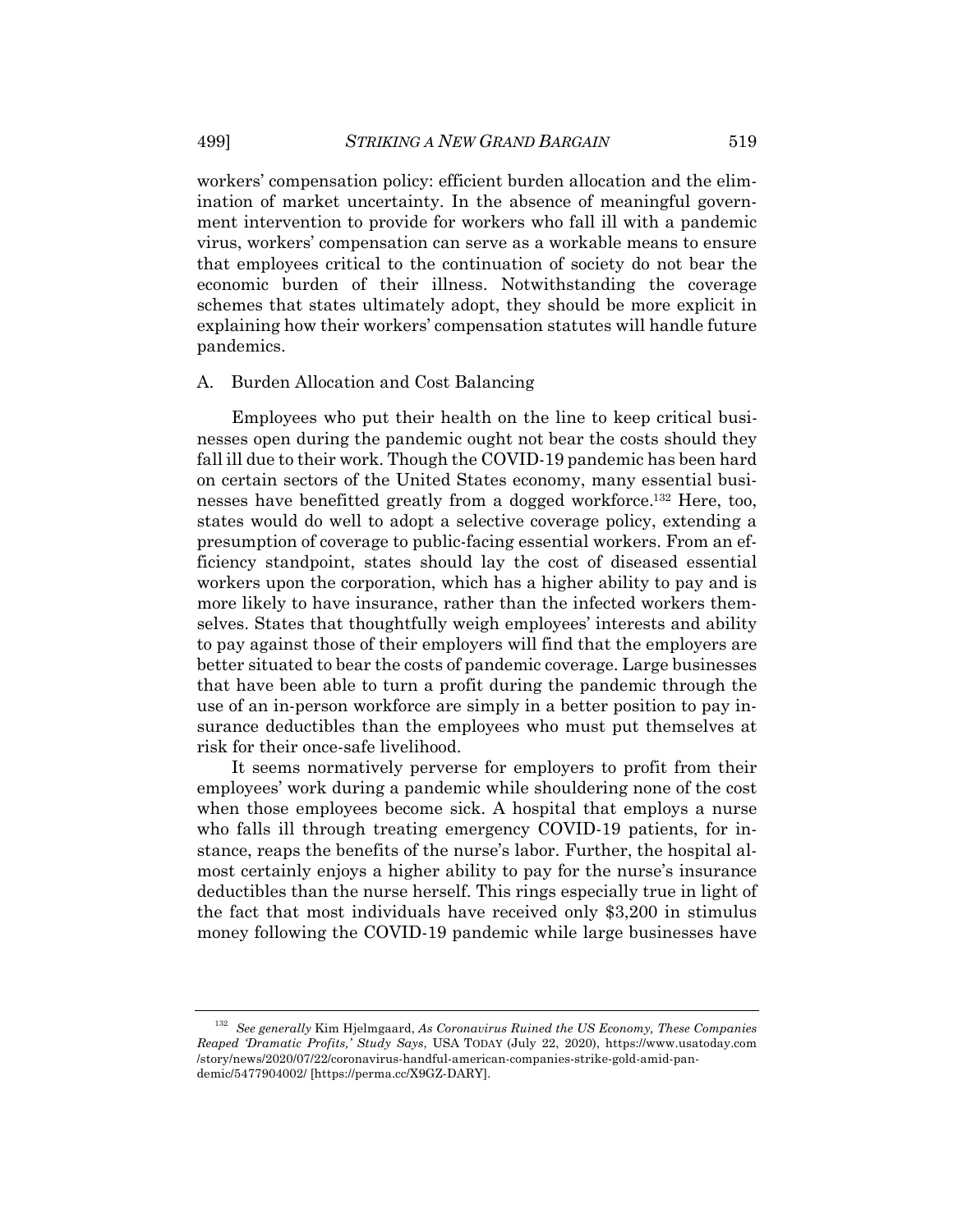workers' compensation policy: efficient burden allocation and the elimination of market uncertainty. In the absence of meaningful government intervention to provide for workers who fall ill with a pandemic virus, workers' compensation can serve as a workable means to ensure that employees critical to the continuation of society do not bear the economic burden of their illness. Notwithstanding the coverage schemes that states ultimately adopt, they should be more explicit in explaining how their workers' compensation statutes will handle future pandemics.

## A. Burden Allocation and Cost Balancing

Employees who put their health on the line to keep critical businesses open during the pandemic ought not bear the costs should they fall ill due to their work. Though the COVID-19 pandemic has been hard on certain sectors of the United States economy, many essential businesses have benefitted greatly from a dogged workforce.[132] Here, too, states would do well to adopt a selective coverage policy, extending a presumption of coverage to public-facing essential workers. From an efficiency standpoint, states should lay the cost of diseased essential workers upon the corporation, which has a higher ability to pay and is more likely to have insurance, rather than the infected workers themselves. States that thoughtfully weigh employees' interests and ability to pay against those of their employers will find that the employers are better situated to bear the costs of pandemic coverage. Large businesses that have been able to turn a profit during the pandemic through the use of an in-person workforce are simply in a better position to pay insurance deductibles than the employees who must put themselves at risk for their once-safe livelihood.

It seems normatively perverse for employers to profit from their employees' work during a pandemic while shouldering none of the cost when those employees become sick. A hospital that employs a nurse who falls ill through treating emergency COVID-19 patients, for instance, reaps the benefits of the nurse's labor. Further, the hospital almost certainly enjoys a higher ability to pay for the nurse's insurance deductibles than the nurse herself. This rings especially true in light of the fact that most individuals have received only $3,200 in stimulus money following the COVID-19 pandemic while large businesses have

---

[132] *See generally* Kim Hjelmgaard, *As Coronavirus Ruined the US Economy, These Companies Reaped 'Dramatic Profits,' Study Says*, USA TODAY (July 22, 2020), https://www.usatoday.com/story/news/2020/07/22/coronavirus-handful-american-companies-strike-gold-amid-pandemic/5477904002/ [https://perma.cc/X9GZ-DARY].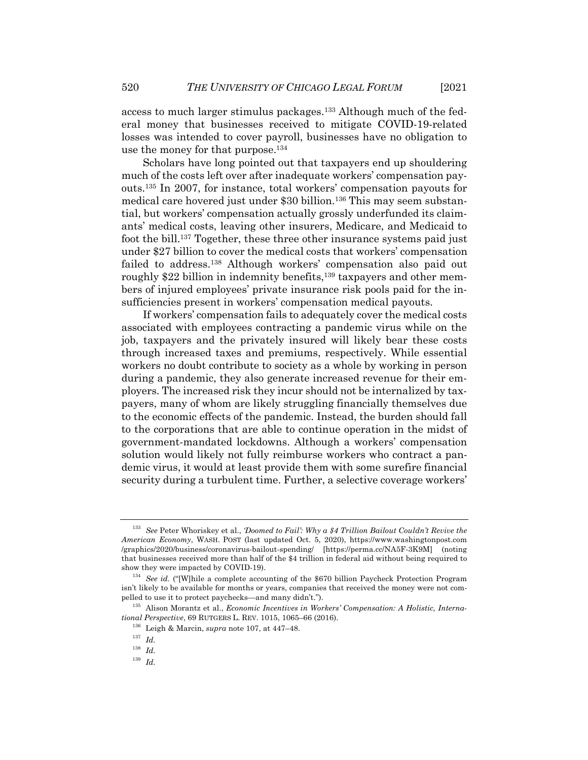access to much larger stimulus packages.[133] Although much of the federal money that businesses received to mitigate COVID-19-related losses was intended to cover payroll, businesses have no obligation to use the money for that purpose.[134]

Scholars have long pointed out that taxpayers end up shouldering much of the costs left over after inadequate workers' compensation payouts.[135] In 2007, for instance, total workers' compensation payouts for medical care hovered just under $30 billion.[136] This may seem substantial, but workers' compensation actually grossly underfunded its claimants' medical costs, leaving other insurers, Medicare, and Medicaid to foot the bill.[137] Together, these three other insurance systems paid just under $27 billion to cover the medical costs that workers' compensation failed to address.[138] Although workers' compensation also paid out roughly $22 billion in indemnity benefits,[139] taxpayers and other members of injured employees' private insurance risk pools paid for the insufficiencies present in workers' compensation medical payouts.

If workers' compensation fails to adequately cover the medical costs associated with employees contracting a pandemic virus while on the job, taxpayers and the privately insured will likely bear these costs through increased taxes and premiums, respectively. While essential workers no doubt contribute to society as a whole by working in person during a pandemic, they also generate increased revenue for their employers. The increased risk they incur should not be internalized by taxpayers, many of whom are likely struggling financially themselves due to the economic effects of the pandemic. Instead, the burden should fall to the corporations that are able to continue operation in the midst of government-mandated lockdowns. Although a workers' compensation solution would likely not fully reimburse workers who contract a pandemic virus, it would at least provide them with some surefire financial security during a turbulent time. Further, a selective coverage workers'

---

[133] *See* Peter Whoriskey et al., *'Doomed to Fail': Why a $4 Trillion Bailout Couldn't Revive the American Economy*, WASH. POST (last updated Oct. 5, 2020), https://www.washingtonpost.com/graphics/2020/business/coronavirus-bailout-spending/ [https://perma.cc/NA5F-3K9M] (noting that businesses received more than half of the $4 trillion in federal aid without being required to show they were impacted by COVID-19).

[134] *See id.* ("[W]hile a complete accounting of the $670 billion Paycheck Protection Program isn't likely to be available for months or years, companies that received the money were not compelled to use it to protect paychecks—and many didn't.").

[135] Alison Morantz et al., *Economic Incentives in Workers' Compensation: A Holistic, International Perspective*, 69 RUTGERS L. REV. 1015, 1065–66 (2016).

[136] Leigh & Marcin, *supra* note 107, at 447–48.

[137] *Id.*

[138] *Id.*

[139] *Id.*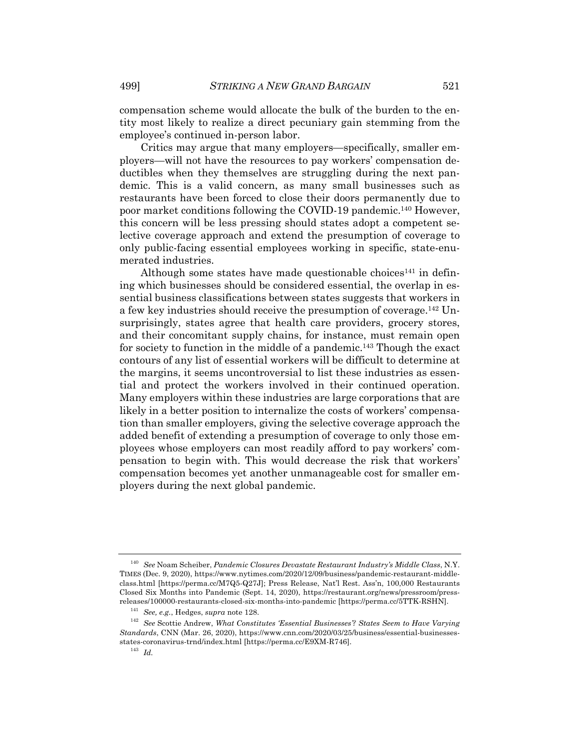compensation scheme would allocate the bulk of the burden to the entity most likely to realize a direct pecuniary gain stemming from the employee's continued in-person labor.

Critics may argue that many employers—specifically, smaller employers—will not have the resources to pay workers' compensation deductibles when they themselves are struggling during the next pandemic. This is a valid concern, as many small businesses such as restaurants have been forced to close their doors permanently due to poor market conditions following the COVID-19 pandemic.[140] However, this concern will be less pressing should states adopt a competent selective coverage approach and extend the presumption of coverage to only public-facing essential employees working in specific, state-enumerated industries.

Although some states have made questionable choices[141] in defining which businesses should be considered essential, the overlap in essential business classifications between states suggests that workers in a few key industries should receive the presumption of coverage.[142] Unsurprisingly, states agree that health care providers, grocery stores, and their concomitant supply chains, for instance, must remain open for society to function in the middle of a pandemic.[143] Though the exact contours of any list of essential workers will be difficult to determine at the margins, it seems uncontroversial to list these industries as essential and protect the workers involved in their continued operation. Many employers within these industries are large corporations that are likely in a better position to internalize the costs of workers' compensation than smaller employers, giving the selective coverage approach the added benefit of extending a presumption of coverage to only those employees whose employers can most readily afford to pay workers' compensation to begin with. This would decrease the risk that workers' compensation becomes yet another unmanageable cost for smaller employers during the next global pandemic.

---

[140] *See* Noam Scheiber, *Pandemic Closures Devastate Restaurant Industry's Middle Class*, N.Y. TIMES (Dec. 9, 2020), https://www.nytimes.com/2020/12/09/business/pandemic-restaurant-middle-class.html [https://perma.cc/M7Q5-Q27J]; Press Release, Nat'l Rest. Ass'n, 100,000 Restaurants Closed Six Months into Pandemic (Sept. 14, 2020), https://restaurant.org/news/pressroom/press-releases/100000-restaurants-closed-six-months-into-pandemic [https://perma.cc/5TTK-RSHN].

[141] *See, e.g.*, Hedges, *supra* note 128.

[142] *See* Scottie Andrew, *What Constitutes 'Essential Businesses'? States Seem to Have Varying Standards*, CNN (Mar. 26, 2020), https://www.cnn.com/2020/03/25/business/essential-businesses-states-coronavirus-trnd/index.html [https://perma.cc/E9XM-R746].

[143] *Id.*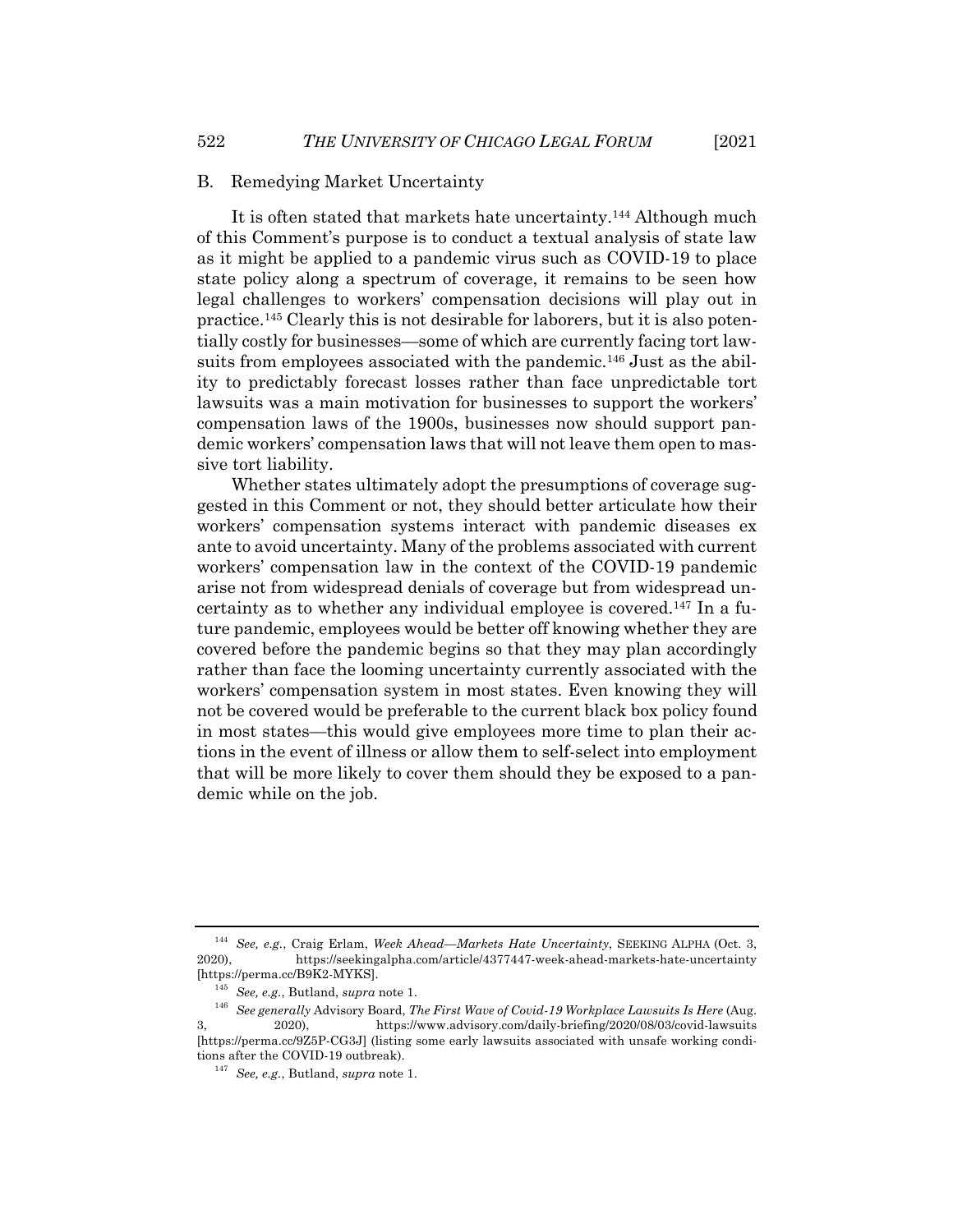### B. Remedying Market Uncertainty

It is often stated that markets hate uncertainty.[144] Although much of this Comment's purpose is to conduct a textual analysis of state law as it might be applied to a pandemic virus such as COVID-19 to place state policy along a spectrum of coverage, it remains to be seen how legal challenges to workers' compensation decisions will play out in practice.[145] Clearly this is not desirable for laborers, but it is also potentially costly for businesses—some of which are currently facing tort lawsuits from employees associated with the pandemic.[146] Just as the ability to predictably forecast losses rather than face unpredictable tort lawsuits was a main motivation for businesses to support the workers' compensation laws of the 1900s, businesses now should support pandemic workers' compensation laws that will not leave them open to massive tort liability.

Whether states ultimately adopt the presumptions of coverage suggested in this Comment or not, they should better articulate how their workers' compensation systems interact with pandemic diseases ex ante to avoid uncertainty. Many of the problems associated with current workers' compensation law in the context of the COVID-19 pandemic arise not from widespread denials of coverage but from widespread uncertainty as to whether any individual employee is covered.[147] In a future pandemic, employees would be better off knowing whether they are covered before the pandemic begins so that they may plan accordingly rather than face the looming uncertainty currently associated with the workers' compensation system in most states. Even knowing they will not be covered would be preferable to the current black box policy found in most states—this would give employees more time to plan their actions in the event of illness or allow them to self-select into employment that will be more likely to cover them should they be exposed to a pandemic while on the job.

---

[144] *See, e.g.*, Craig Erlam, *Week Ahead—Markets Hate Uncertainty*, SEEKING ALPHA (Oct. 3, 2020), https://seekingalpha.com/article/4377447-week-ahead-markets-hate-uncertainty [https://perma.cc/B9K2-MYKS].

[145] *See, e.g.*, Butland, *supra* note 1.

[146] *See generally* Advisory Board, *The First Wave of Covid-19 Workplace Lawsuits Is Here* (Aug. 3, 2020), https://www.advisory.com/daily-briefing/2020/08/03/covid-lawsuits [https://perma.cc/9Z5P-CG3J] (listing some early lawsuits associated with unsafe working conditions after the COVID-19 outbreak).

[147] *See, e.g.*, Butland, *supra* note 1.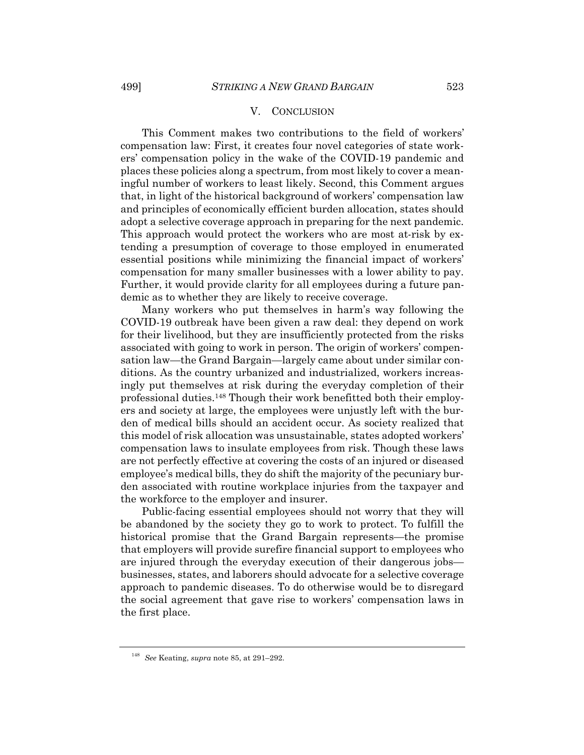## V. CONCLUSION

This Comment makes two contributions to the field of workers' compensation law: First, it creates four novel categories of state workers' compensation policy in the wake of the COVID-19 pandemic and places these policies along a spectrum, from most likely to cover a meaningful number of workers to least likely. Second, this Comment argues that, in light of the historical background of workers' compensation law and principles of economically efficient burden allocation, states should adopt a selective coverage approach in preparing for the next pandemic. This approach would protect the workers who are most at-risk by extending a presumption of coverage to those employed in enumerated essential positions while minimizing the financial impact of workers' compensation for many smaller businesses with a lower ability to pay. Further, it would provide clarity for all employees during a future pandemic as to whether they are likely to receive coverage.

Many workers who put themselves in harm's way following the COVID-19 outbreak have been given a raw deal: they depend on work for their livelihood, but they are insufficiently protected from the risks associated with going to work in person. The origin of workers' compensation law—the Grand Bargain—largely came about under similar conditions. As the country urbanized and industrialized, workers increasingly put themselves at risk during the everyday completion of their professional duties.[148] Though their work benefitted both their employers and society at large, the employees were unjustly left with the burden of medical bills should an accident occur. As society realized that this model of risk allocation was unsustainable, states adopted workers' compensation laws to insulate employees from risk. Though these laws are not perfectly effective at covering the costs of an injured or diseased employee's medical bills, they do shift the majority of the pecuniary burden associated with routine workplace injuries from the taxpayer and the workforce to the employer and insurer.

Public-facing essential employees should not worry that they will be abandoned by the society they go to work to protect. To fulfill the historical promise that the Grand Bargain represents—the promise that employers will provide surefire financial support to employees who are injured through the everyday execution of their dangerous jobs—businesses, states, and laborers should advocate for a selective coverage approach to pandemic diseases. To do otherwise would be to disregard the social agreement that gave rise to workers' compensation laws in the first place.

---

[148] *See* Keating, *supra* note 85, at 291–292.